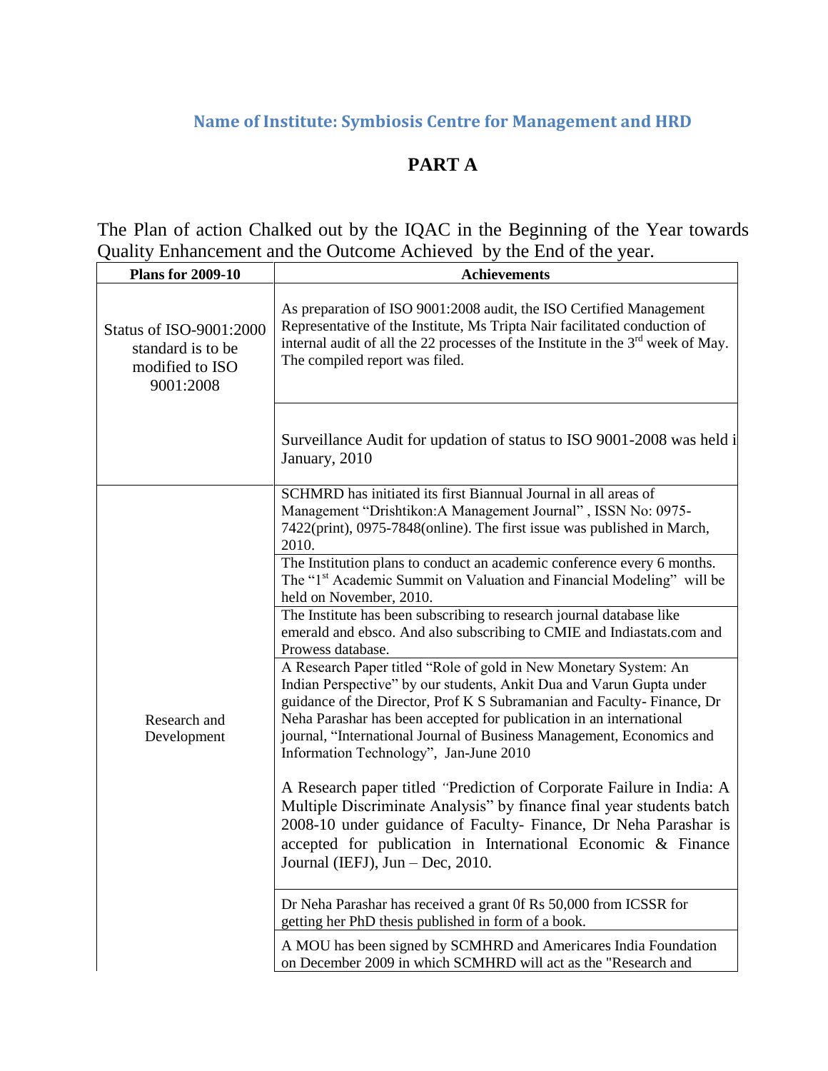## Name of Institute: Symbiosis Centre for Management and HRD

# PART A

The Plan of action Chalked out by the IQAC in the Beginning of the Year towards Quality Enhancement and the Outcome Achieved by the End of the year.

| Plans for 2009-10 | Achievements |
|---|---|
| Status of ISO-9001:2000 standard is to be modified to ISO 9001:2008 | As preparation of ISO 9001:2008 audit, the ISO Certified Management Representative of the Institute, Ms Tripta Nair facilitated conduction of internal audit of all the 22 processes of the Institute in the 3rd week of May. The compiled report was filed. |
| | Surveillance Audit for updation of status to ISO 9001-2008 was held i January, 2010 |
| Research and Development | SCHMRD has initiated its first Biannual Journal in all areas of Management "Drishtikon:A Management Journal" , ISSN No: 0975-7422(print), 0975-7848(online). The first issue was published in March, 2010. |
| | The Institution plans to conduct an academic conference every 6 months. The "1st Academic Summit on Valuation and Financial Modeling" will be held on November, 2010. |
| | The Institute has been subscribing to research journal database like emerald and ebsco. And also subscribing to CMIE and Indiastats.com and Prowess database. |
| | A Research Paper titled "Role of gold in New Monetary System: An Indian Perspective" by our students, Ankit Dua and Varun Gupta under guidance of the Director, Prof K S Subramanian and Faculty- Finance, Dr Neha Parashar has been accepted for publication in an international journal, "International Journal of Business Management, Economics and Information Technology", Jan-June 2010<br><br>A Research paper titled "Prediction of Corporate Failure in India: A Multiple Discriminate Analysis" by finance final year students batch 2008-10 under guidance of Faculty- Finance, Dr Neha Parashar is accepted for publication in International Economic & Finance Journal (IEFJ), Jun – Dec, 2010. |
| | Dr Neha Parashar has received a grant 0f Rs 50,000 from ICSSR for getting her PhD thesis published in form of a book. |
| | A MOU has been signed by SCMHRD and Americares India Foundation on December 2009 in which SCMHRD will act as the "Research and |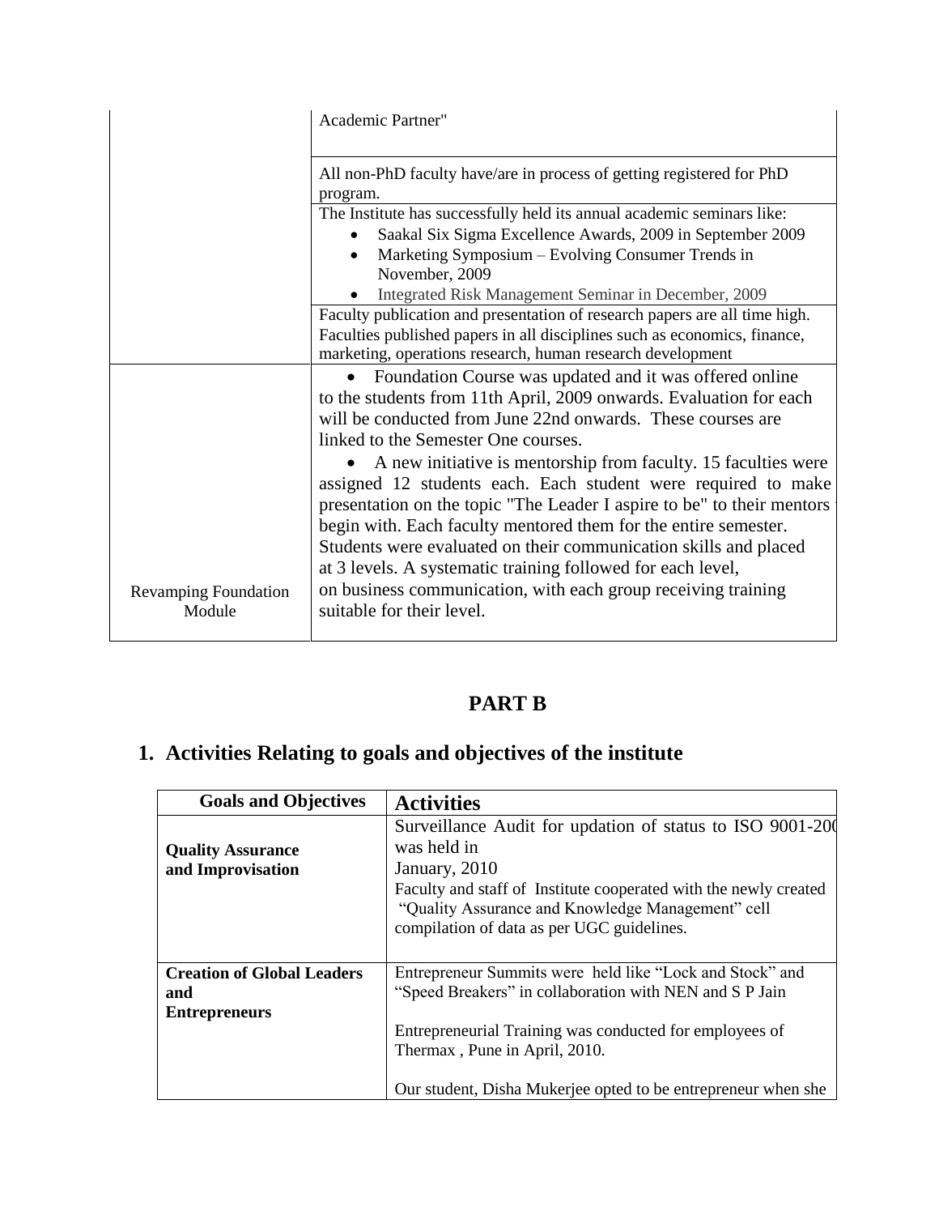| | |
|---|---|
| | Academic Partner" |
| | All non-PhD faculty have/are in process of getting registered for PhD program. |
| | The Institute has successfully held its annual academic seminars like:<br>• Saakal Six Sigma Excellence Awards, 2009 in September 2009<br>• Marketing Symposium – Evolving Consumer Trends in November, 2009<br>• Integrated Risk Management Seminar in December, 2009 |
| | Faculty publication and presentation of research papers are all time high. Faculties published papers in all disciplines such as economics, finance, marketing, operations research, human research development |
| Revamping Foundation Module | • Foundation Course was updated and it was offered online to the students from 11th April, 2009 onwards. Evaluation for each will be conducted from June 22nd onwards. These courses are linked to the Semester One courses.<br>• A new initiative is mentorship from faculty. 15 faculties were assigned 12 students each. Each student were required to make presentation on the topic "The Leader I aspire to be" to their mentors to begin with. Each faculty mentored them for the entire semester. Students were evaluated on their communication skills and placed at 3 levels. A systematic training followed for each level, on business communication, with each group receiving training suitable for their level. |

## PART B

## 1. Activities Relating to goals and objectives of the institute

| Goals and Objectives | Activities |
|---|---|
| **Quality Assurance and Improvisation** | Surveillance Audit for updation of status to ISO 9001-200 was held in January, 2010<br>Faculty and staff of Institute cooperated with the newly created "Quality Assurance and Knowledge Management" cell compilation of data as per UGC guidelines. |
| **Creation of Global Leaders and Entrepreneurs** | Entrepreneur Summits were held like "Lock and Stock" and "Speed Breakers" in collaboration with NEN and S P Jain<br><br>Entrepreneurial Training was conducted for employees of Thermax , Pune in April, 2010.<br><br>Our student, Disha Mukerjee opted to be entrepreneur when she |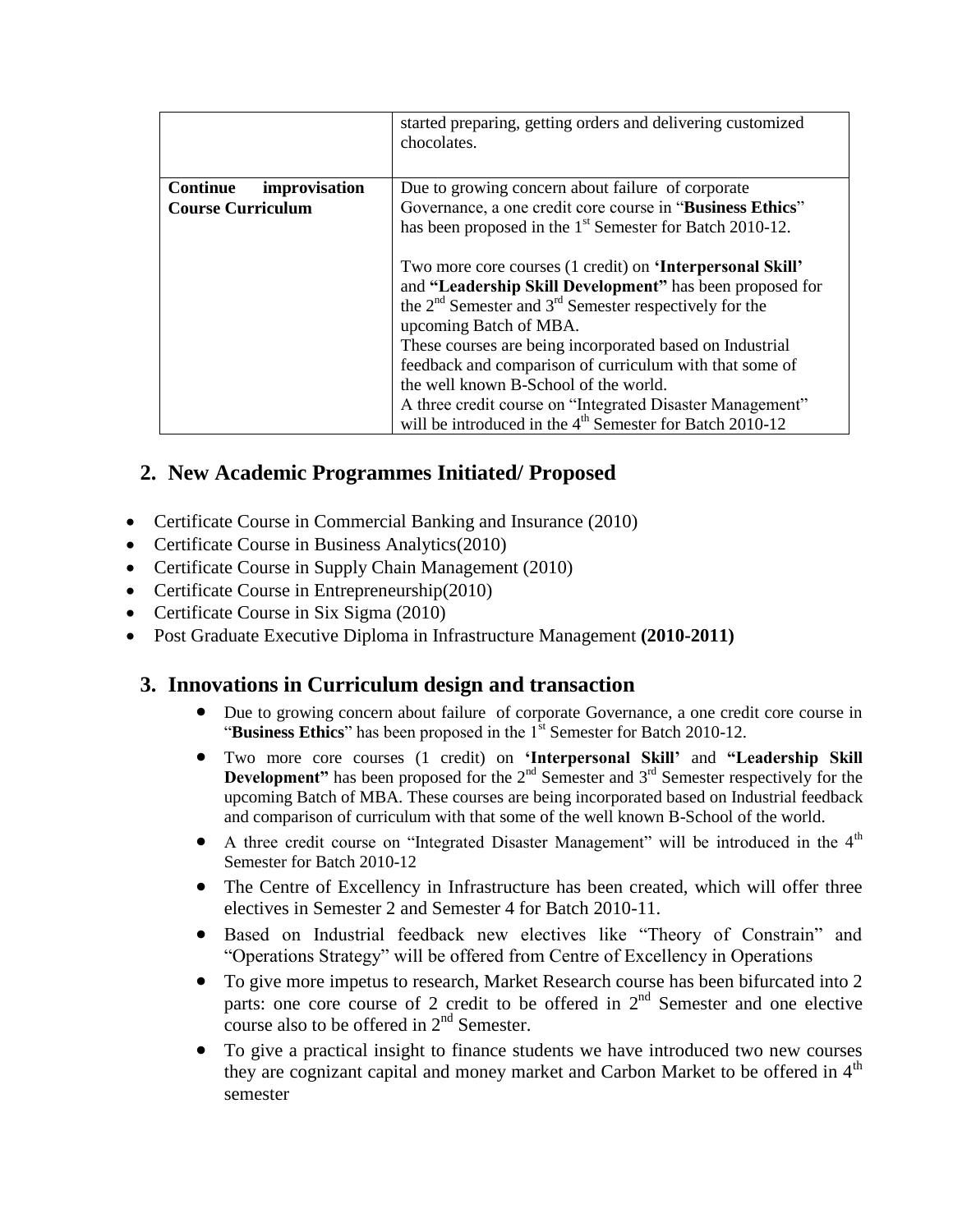| | |
|---|---|
| | started preparing, getting orders and delivering customized chocolates. |
| **Continue improvisation Course Curriculum** | Due to growing concern about failure of corporate Governance, a one credit core course in "**Business Ethics**" has been proposed in the 1st Semester for Batch 2010-12.<br><br>Two more core courses (1 credit) on **'Interpersonal Skill'** and **"Leadership Skill Development"** has been proposed for the 2nd Semester and 3rd Semester respectively for the upcoming Batch of MBA.<br>These courses are being incorporated based on Industrial feedback and comparison of curriculum with that some of the well known B-School of the world.<br>A three credit course on "Integrated Disaster Management" will be introduced in the 4th Semester for Batch 2010-12 |

## 2. New Academic Programmes Initiated/ Proposed

- Certificate Course in Commercial Banking and Insurance (2010)
- Certificate Course in Business Analytics(2010)
- Certificate Course in Supply Chain Management (2010)
- Certificate Course in Entrepreneurship(2010)
- Certificate Course in Six Sigma (2010)
- Post Graduate Executive Diploma in Infrastructure Management **(2010-2011)**

## 3. Innovations in Curriculum design and transaction

- Due to growing concern about failure of corporate Governance, a one credit core course in "**Business Ethics**" has been proposed in the 1st Semester for Batch 2010-12.
- Two more core courses (1 credit) on **'Interpersonal Skill'** and **"Leadership Skill Development"** has been proposed for the 2nd Semester and 3rd Semester respectively for the upcoming Batch of MBA. These courses are being incorporated based on Industrial feedback and comparison of curriculum with that some of the well known B-School of the world.
- A three credit course on "Integrated Disaster Management" will be introduced in the 4th Semester for Batch 2010-12
- The Centre of Excellency in Infrastructure has been created, which will offer three electives in Semester 2 and Semester 4 for Batch 2010-11.
- Based on Industrial feedback new electives like "Theory of Constrain" and "Operations Strategy" will be offered from Centre of Excellency in Operations
- To give more impetus to research, Market Research course has been bifurcated into 2 parts: one core course of 2 credit to be offered in 2nd Semester and one elective course also to be offered in 2nd Semester.
- To give a practical insight to finance students we have introduced two new courses they are cognizant capital and money market and Carbon Market to be offered in 4th semester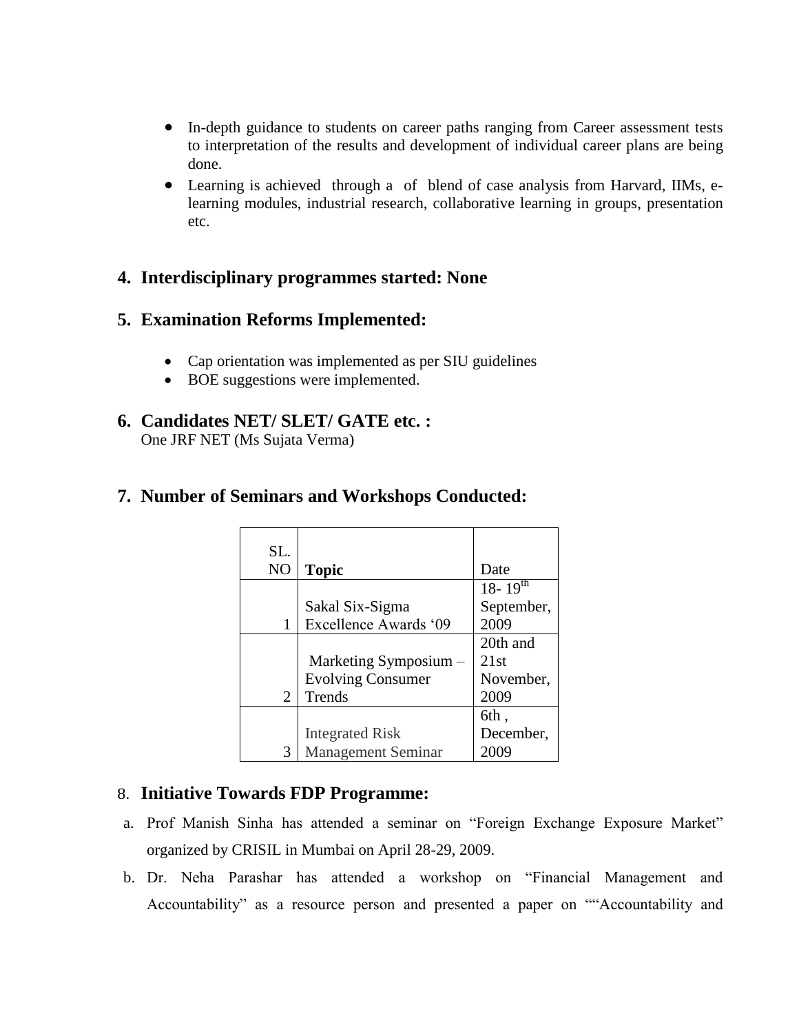- In-depth guidance to students on career paths ranging from Career assessment tests to interpretation of the results and development of individual career plans are being done.
- Learning is achieved through a of blend of case analysis from Harvard, IIMs, e-learning modules, industrial research, collaborative learning in groups, presentation etc.

## 4. Interdisciplinary programmes started: None

## 5. Examination Reforms Implemented:

- Cap orientation was implemented as per SIU guidelines
- BOE suggestions were implemented.

## 6. Candidates NET/ SLET/ GATE etc. :

One JRF NET (Ms Sujata Verma)

## 7. Number of Seminars and Workshops Conducted:

| SL. NO | **Topic** | Date |
|---|---|---|
| 1 | Sakal Six-Sigma Excellence Awards '09 | 18- 19th September, 2009 |
| 2 | Marketing Symposium – Evolving Consumer Trends | 20th and 21st November, 2009 |
| 3 | Integrated Risk Management Seminar | 6th , December, 2009 |

## 8. Initiative Towards FDP Programme:

a. Prof Manish Sinha has attended a seminar on "Foreign Exchange Exposure Market" organized by CRISIL in Mumbai on April 28-29, 2009.

b. Dr. Neha Parashar has attended a workshop on "Financial Management and Accountability" as a resource person and presented a paper on ""Accountability and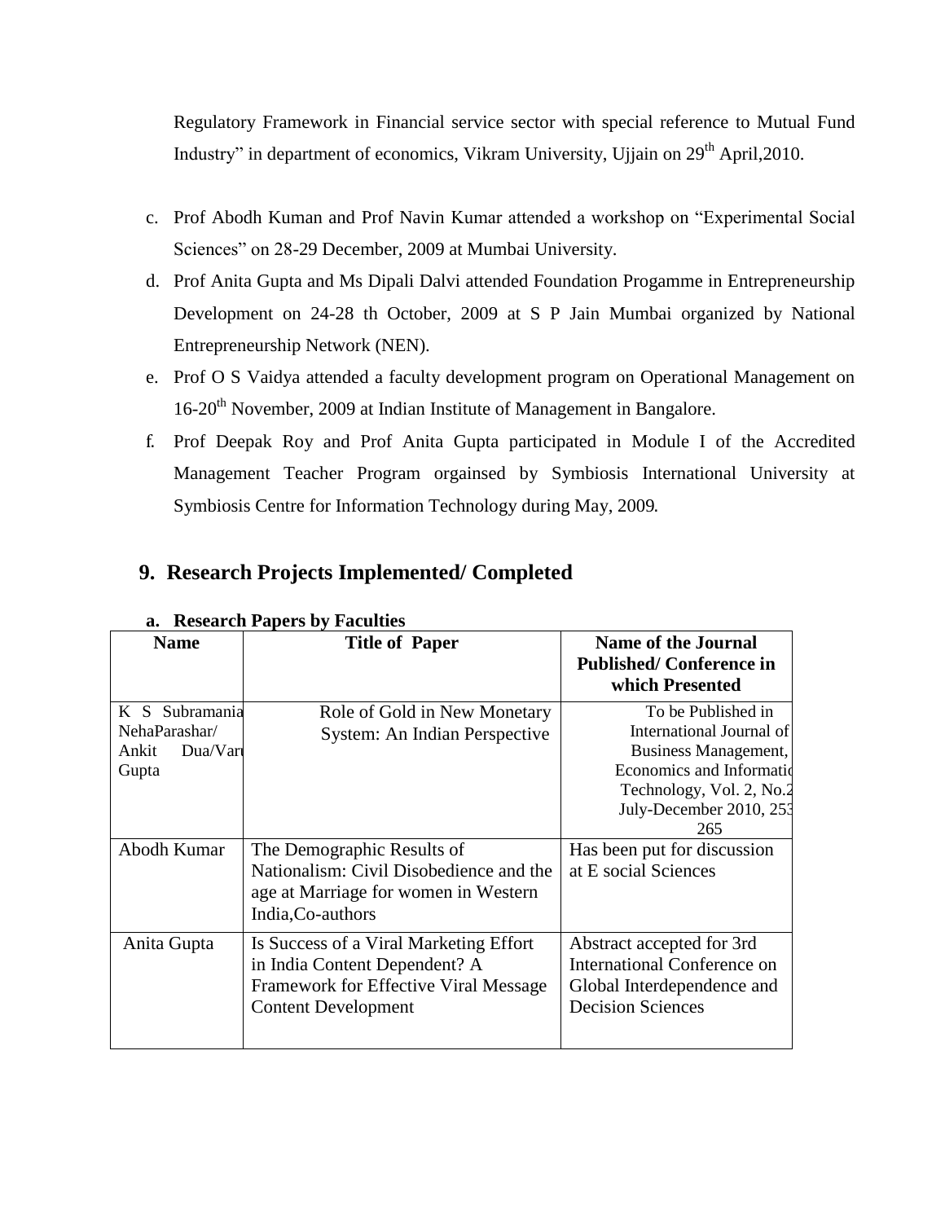Regulatory Framework in Financial service sector with special reference to Mutual Fund Industry" in department of economics, Vikram University, Ujjain on 29th April,2010.

c. Prof Abodh Kuman and Prof Navin Kumar attended a workshop on "Experimental Social Sciences" on 28-29 December, 2009 at Mumbai University.

d. Prof Anita Gupta and Ms Dipali Dalvi attended Foundation Progamme in Entrepreneurship Development on 24-28 th October, 2009 at S P Jain Mumbai organized by National Entrepreneurship Network (NEN).

e. Prof O S Vaidya attended a faculty development program on Operational Management on 16-20th November, 2009 at Indian Institute of Management in Bangalore.

f. Prof Deepak Roy and Prof Anita Gupta participated in Module I of the Accredited Management Teacher Program orgainsed by Symbiosis International University at Symbiosis Centre for Information Technology during May, 2009.

## 9. Research Projects Implemented/ Completed

**a. Research Papers by Faculties**

| Name | Title of Paper | Name of the Journal Published/ Conference in which Presented |
|---|---|---|
| K S Subramania NehaParashar/ Ankit Dua/Varu Gupta | Role of Gold in New Monetary System: An Indian Perspective | To be Published in International Journal of Business Management, Economics and Informatio Technology, Vol. 2, No.2 July-December 2010, 253 265 |
| Abodh Kumar | The Demographic Results of Nationalism: Civil Disobedience and the age at Marriage for women in Western India,Co-authors | Has been put for discussion at E social Sciences |
| Anita Gupta | Is Success of a Viral Marketing Effort in India Content Dependent? A Framework for Effective Viral Message Content Development | Abstract accepted for 3rd International Conference on Global Interdependence and Decision Sciences |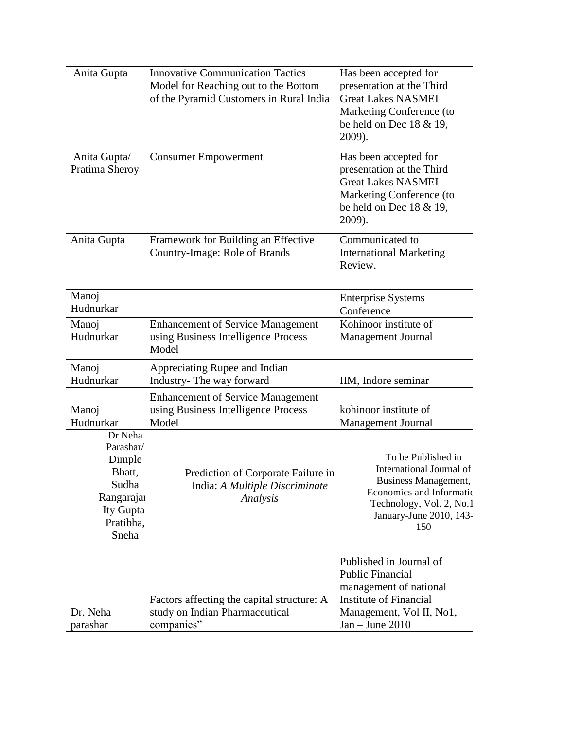| Anita Gupta | Innovative Communication Tactics Model for Reaching out to the Bottom of the Pyramid Customers in Rural India | Has been accepted for presentation at the Third Great Lakes NASMEI Marketing Conference (to be held on Dec 18 & 19, 2009). |
|---|---|---|
| Anita Gupta/ Pratima Sheroy | Consumer Empowerment | Has been accepted for presentation at the Third Great Lakes NASMEI Marketing Conference (to be held on Dec 18 & 19, 2009). |
| Anita Gupta | Framework for Building an Effective Country-Image: Role of Brands | Communicated to International Marketing Review. |
| Manoj Hudnurkar | | Enterprise Systems Conference |
| Manoj Hudnurkar | Enhancement of Service Management using Business Intelligence Process Model | Kohinoor institute of Management Journal |
| Manoj Hudnurkar | Appreciating Rupee and Indian Industry- The way forward | IIM, Indore seminar |
| Manoj Hudnurkar | Enhancement of Service Management using Business Intelligence Process Model | kohinoor institute of Management Journal |
| Dr Neha Parashar/ Dimple Bhatt, Sudha Rangarajan Ity Gupta Pratibha, Sneha | Prediction of Corporate Failure in India: *A Multiple Discriminate Analysis* | To be Published in International Journal of Business Management, Economics and Information Technology, Vol. 2, No.1 January-June 2010, 143-150 |
| Dr. Neha parashar | Factors affecting the capital structure: A study on Indian Pharmaceutical companies" | Published in Journal of Public Financial management of national Institute of Financial Management, Vol II, No1, Jan – June 2010 |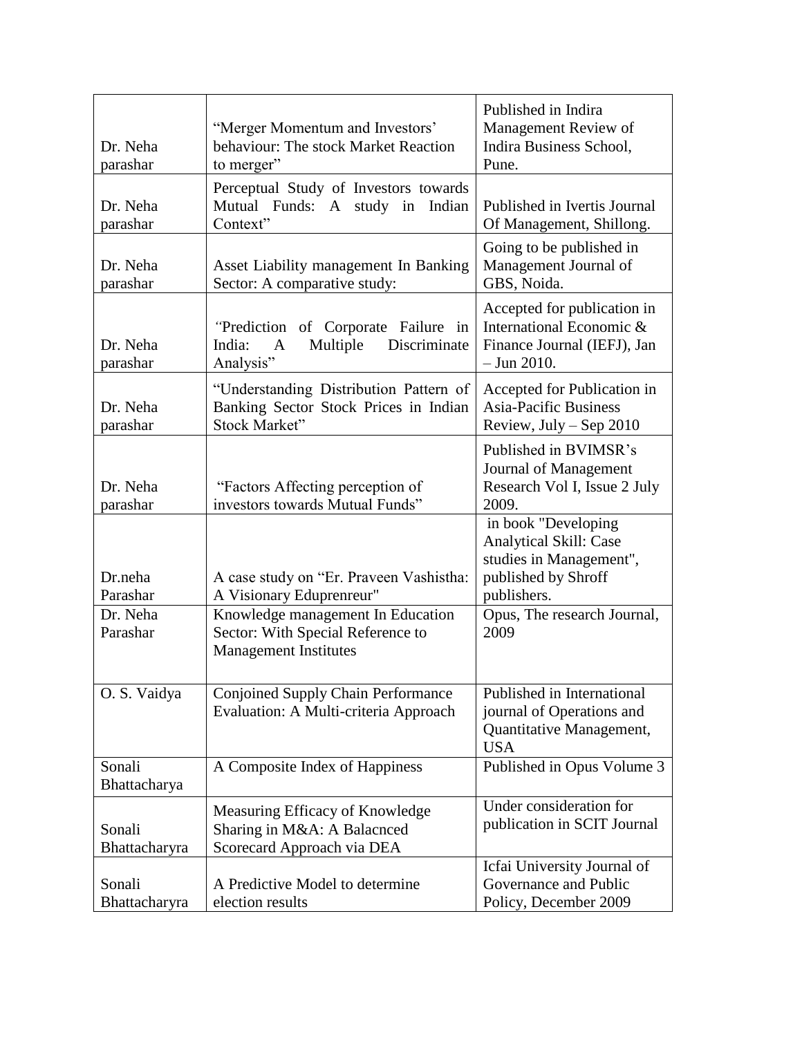| | | |
|---|---|---|
| Dr. Neha parashar | "Merger Momentum and Investors' behaviour: The stock Market Reaction to merger" | Published in Indira Management Review of Indira Business School, Pune. |
| Dr. Neha parashar | Perceptual Study of Investors towards Mutual Funds: A study in Indian Context" | Published in Ivertis Journal Of Management, Shillong. |
| Dr. Neha parashar | Asset Liability management In Banking Sector: A comparative study: | Going to be published in Management Journal of GBS, Noida. |
| Dr. Neha parashar | "Prediction of Corporate Failure in India: A Multiple Discriminate Analysis" | Accepted for publication in International Economic & Finance Journal (IEFJ), Jan – Jun 2010. |
| Dr. Neha parashar | "Understanding Distribution Pattern of Banking Sector Stock Prices in Indian Stock Market" | Accepted for Publication in Asia-Pacific Business Review, July – Sep 2010 |
| Dr. Neha parashar | "Factors Affecting perception of investors towards Mutual Funds" | Published in BVIMSR's Journal of Management Research Vol I, Issue 2 July 2009. |
| Dr.neha Parashar | A case study on "Er. Praveen Vashistha: A Visionary Edupreneur" | in book "Developing Analytical Skill: Case studies in Management", published by Shroff publishers. |
| Dr. Neha Parashar | Knowledge management In Education Sector: With Special Reference to Management Institutes | Opus, The research Journal, 2009 |
| O. S. Vaidya | Conjoined Supply Chain Performance Evaluation: A Multi-criteria Approach | Published in International journal of Operations and Quantitative Management, USA |
| Sonali Bhattacharya | A Composite Index of Happiness | Published in Opus Volume 3 |
| Sonali Bhattacharyra | Measuring Efficacy of Knowledge Sharing in M&A: A Balacnced Scorecard Approach via DEA | Under consideration for publication in SCIT Journal |
| Sonali Bhattacharyra | A Predictive Model to determine election results | Icfai University Journal of Governance and Public Policy, December 2009 |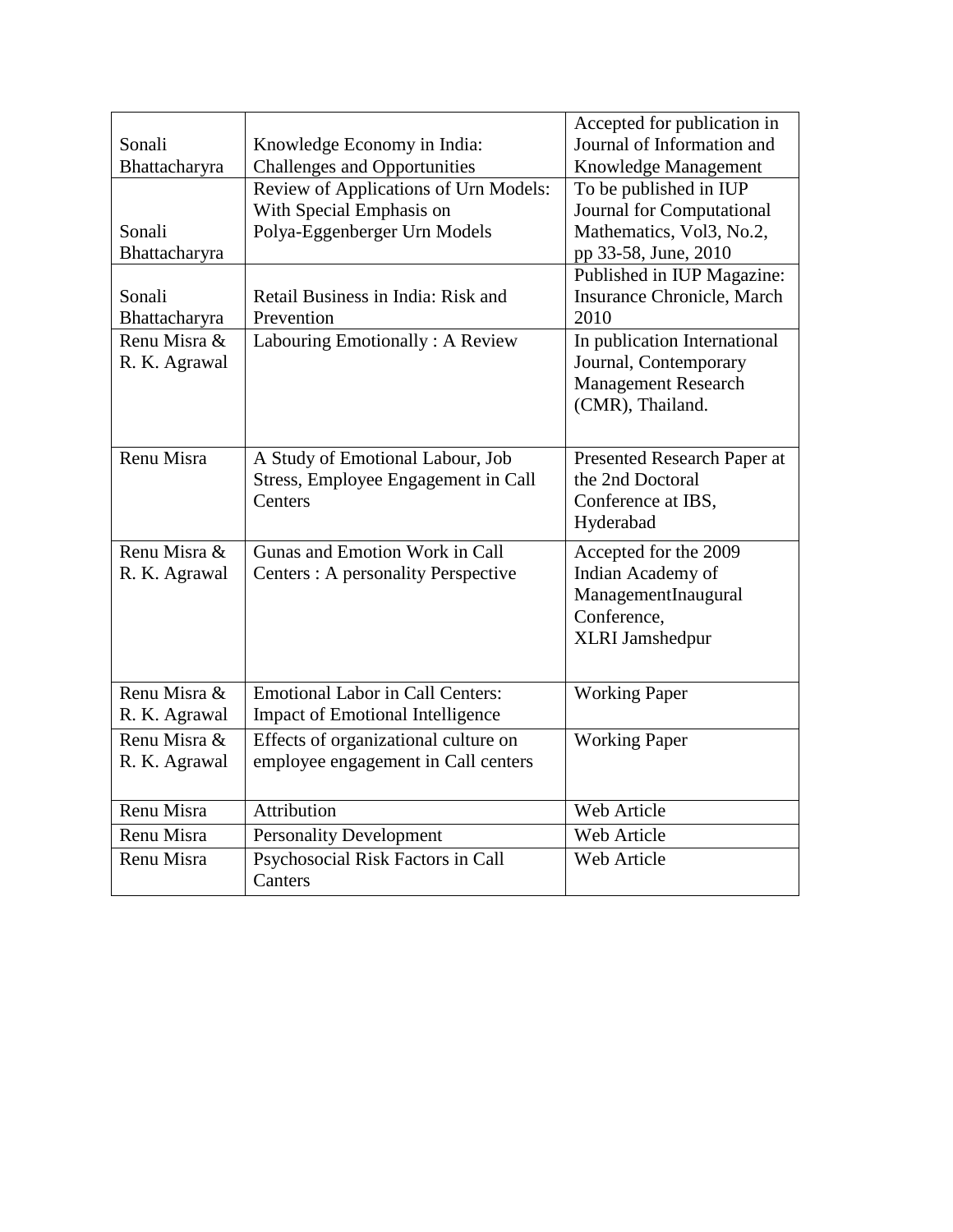| | | |
|---|---|---|
| Sonali Bhattacharyra | Knowledge Economy in India: Challenges and Opportunities | Accepted for publication in Journal of Information and Knowledge Management |
| Sonali Bhattacharyra | Review of Applications of Urn Models: With Special Emphasis on Polya-Eggenberger Urn Models | To be published in IUP Journal for Computational Mathematics, Vol3, No.2, pp 33-58, June, 2010 |
| Sonali Bhattacharyra | Retail Business in India: Risk and Prevention | Published in IUP Magazine: Insurance Chronicle, March 2010 |
| Renu Misra & R. K. Agrawal | Labouring Emotionally : A Review | In publication International Journal, Contemporary Management Research (CMR), Thailand. |
| Renu Misra | A Study of Emotional Labour, Job Stress, Employee Engagement in Call Centers | Presented Research Paper at the 2nd Doctoral Conference at IBS, Hyderabad |
| Renu Misra & R. K. Agrawal | Gunas and Emotion Work in Call Centers : A personality Perspective | Accepted for the 2009 Indian Academy of ManagementInaugural Conference, XLRI Jamshedpur |
| Renu Misra & R. K. Agrawal | Emotional Labor in Call Centers: Impact of Emotional Intelligence | Working Paper |
| Renu Misra & R. K. Agrawal | Effects of organizational culture on employee engagement in Call centers | Working Paper |
| Renu Misra | Attribution | Web Article |
| Renu Misra | Personality Development | Web Article |
| Renu Misra | Psychosocial Risk Factors in Call Canters | Web Article |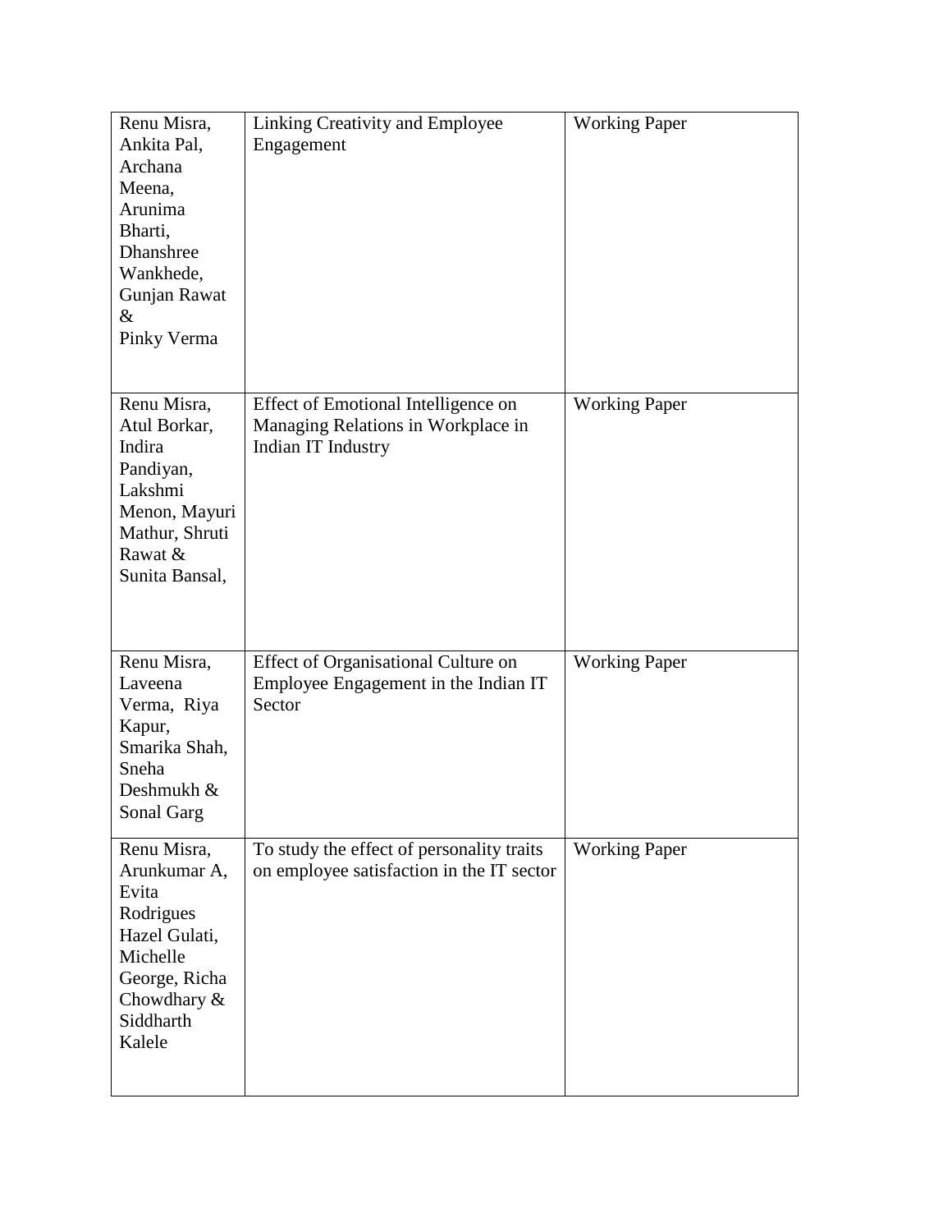| | | |
|---|---|---|
| Renu Misra, Ankita Pal, Archana Meena, Arunima Bharti, Dhanshree Wankhede, Gunjan Rawat & Pinky Verma | Linking Creativity and Employee Engagement | Working Paper |
| Renu Misra, Atul Borkar, Indira Pandiyan, Lakshmi Menon, Mayuri Mathur, Shruti Rawat & Sunita Bansal, | Effect of Emotional Intelligence on Managing Relations in Workplace in Indian IT Industry | Working Paper |
| Renu Misra, Laveena Verma, Riya Kapur, Smarika Shah, Sneha Deshmukh & Sonal Garg | Effect of Organisational Culture on Employee Engagement in the Indian IT Sector | Working Paper |
| Renu Misra, Arunkumar A, Evita Rodrigues Hazel Gulati, Michelle George, Richa Chowdhary & Siddharth Kalele | To study the effect of personality traits on employee satisfaction in the IT sector | Working Paper |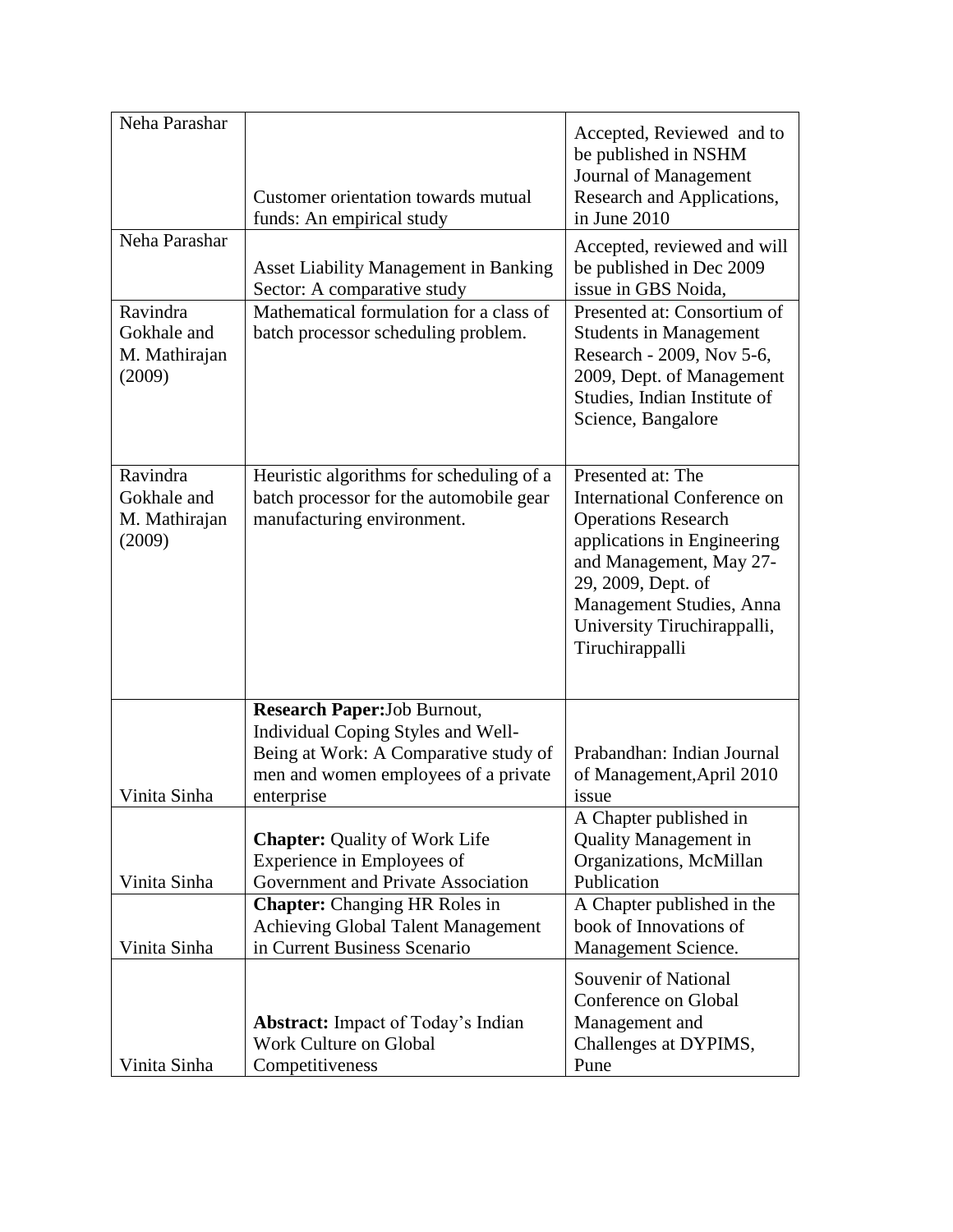| | | |
|---|---|---|
| Neha Parashar | Customer orientation towards mutual funds: An empirical study | Accepted, Reviewed and to be published in NSHM Journal of Management Research and Applications, in June 2010 |
| Neha Parashar | Asset Liability Management in Banking Sector: A comparative study | Accepted, reviewed and will be published in Dec 2009 issue in GBS Noida, |
| Ravindra Gokhale and M. Mathirajan (2009) | Mathematical formulation for a class of batch processor scheduling problem. | Presented at: Consortium of Students in Management Research - 2009, Nov 5-6, 2009, Dept. of Management Studies, Indian Institute of Science, Bangalore |
| Ravindra Gokhale and M. Mathirajan (2009) | Heuristic algorithms for scheduling of a batch processor for the automobile gear manufacturing environment. | Presented at: The International Conference on Operations Research applications in Engineering and Management, May 27-29, 2009, Dept. of Management Studies, Anna University Tiruchirappalli, Tiruchirappalli |
| Vinita Sinha | **Research Paper:**Job Burnout, Individual Coping Styles and Well-Being at Work: A Comparative study of men and women employees of a private enterprise | Prabandhan: Indian Journal of Management,April 2010 issue |
| Vinita Sinha | **Chapter:** Quality of Work Life Experience in Employees of Government and Private Association | A Chapter published in Quality Management in Organizations, McMillan Publication |
| Vinita Sinha | **Chapter:** Changing HR Roles in Achieving Global Talent Management in Current Business Scenario | A Chapter published in the book of Innovations of Management Science. |
| Vinita Sinha | **Abstract:** Impact of Today's Indian Work Culture on Global Competitiveness | Souvenir of National Conference on Global Management and Challenges at DYPIMS, Pune |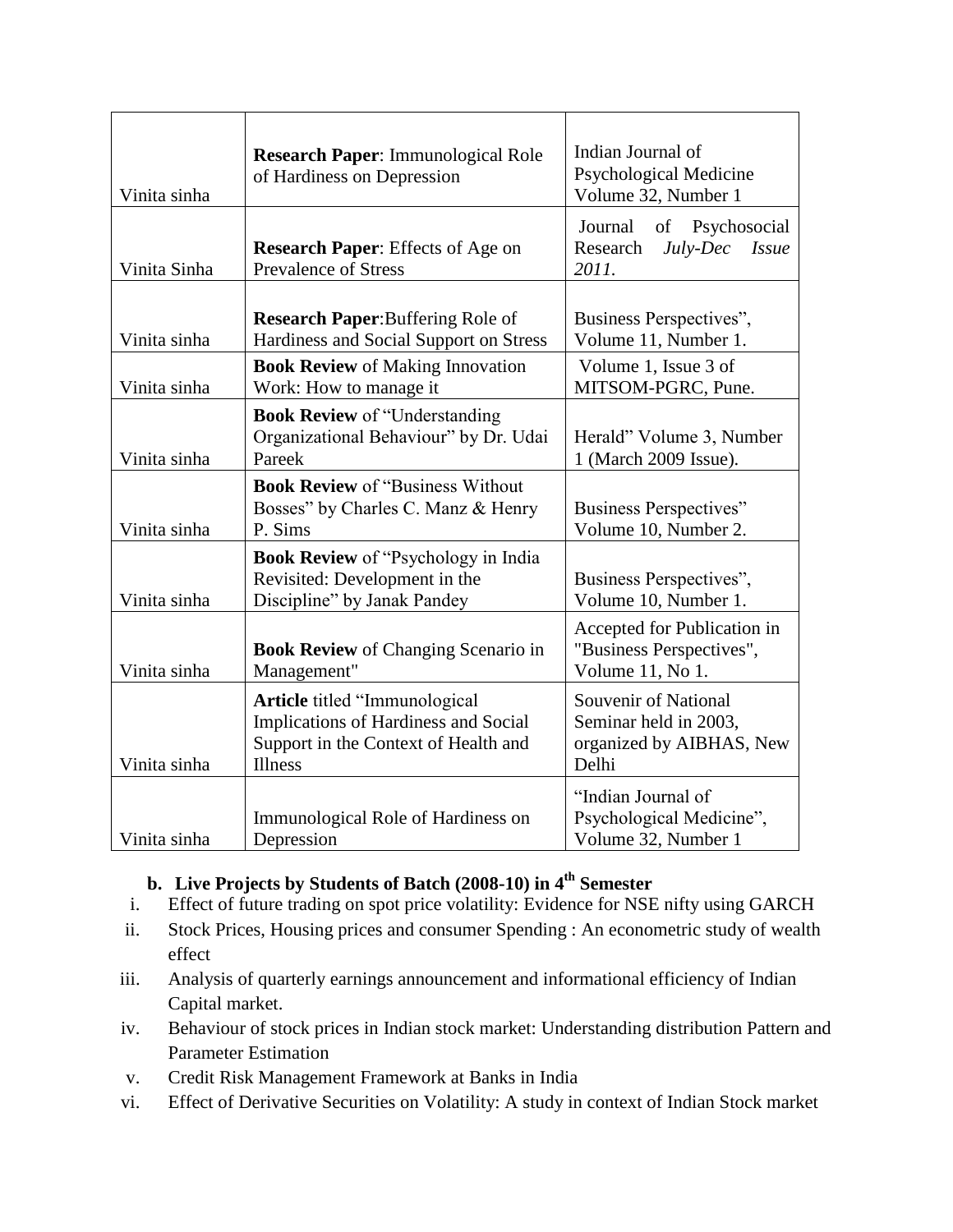| | | |
|---|---|---|
| Vinita sinha | **Research Paper**: Immunological Role of Hardiness on Depression | Indian Journal of Psychological Medicine Volume 32, Number 1 |
| Vinita Sinha | **Research Paper**: Effects of Age on Prevalence of Stress | Journal of Psychosocial Research *July-Dec Issue 2011.* |
| Vinita sinha | **Research Paper**:Buffering Role of Hardiness and Social Support on Stress | Business Perspectives", Volume 11, Number 1. |
| Vinita sinha | **Book Review** of Making Innovation Work: How to manage it | Volume 1, Issue 3 of MITSOM-PGRC, Pune. |
| Vinita sinha | **Book Review** of "Understanding Organizational Behaviour" by Dr. Udai Pareek | Herald" Volume 3, Number 1 (March 2009 Issue). |
| Vinita sinha | **Book Review** of "Business Without Bosses" by Charles C. Manz & Henry P. Sims | Business Perspectives" Volume 10, Number 2. |
| Vinita sinha | **Book Review** of "Psychology in India Revisited: Development in the Discipline" by Janak Pandey | Business Perspectives", Volume 10, Number 1. |
| Vinita sinha | **Book Review** of Changing Scenario in Management" | Accepted for Publication in "Business Perspectives", Volume 11, No 1. |
| Vinita sinha | **Article** titled "Immunological Implications of Hardiness and Social Support in the Context of Health and Illness | Souvenir of National Seminar held in 2003, organized by AIBHAS, New Delhi |
| Vinita sinha | Immunological Role of Hardiness on Depression | "Indian Journal of Psychological Medicine", Volume 32, Number 1 |

**b. Live Projects by Students of Batch (2008-10) in 4th Semester**

i. Effect of future trading on spot price volatility: Evidence for NSE nifty using GARCH
ii. Stock Prices, Housing prices and consumer Spending : An econometric study of wealth effect
iii. Analysis of quarterly earnings announcement and informational efficiency of Indian Capital market.
iv. Behaviour of stock prices in Indian stock market: Understanding distribution Pattern and Parameter Estimation
v. Credit Risk Management Framework at Banks in India
vi. Effect of Derivative Securities on Volatility: A study in context of Indian Stock market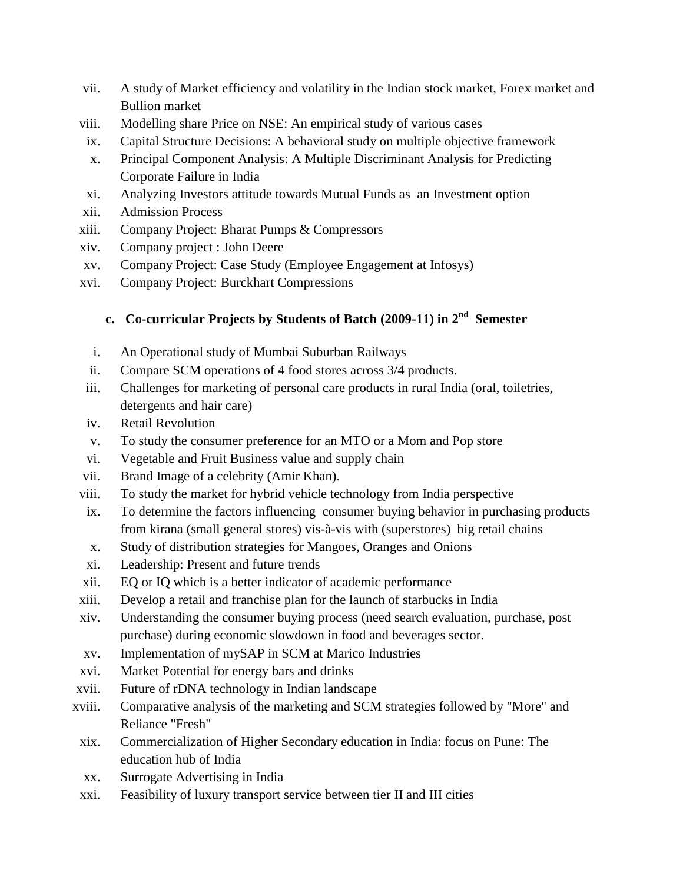vii. A study of Market efficiency and volatility in the Indian stock market, Forex market and Bullion market
viii. Modelling share Price on NSE: An empirical study of various cases
ix. Capital Structure Decisions: A behavioral study on multiple objective framework
x. Principal Component Analysis: A Multiple Discriminant Analysis for Predicting Corporate Failure in India
xi. Analyzing Investors attitude towards Mutual Funds as an Investment option
xii. Admission Process
xiii. Company Project: Bharat Pumps & Compressors
xiv. Company project : John Deere
xv. Company Project: Case Study (Employee Engagement at Infosys)
xvi. Company Project: Burckhart Compressions

### c. Co-curricular Projects by Students of Batch (2009-11) in 2nd Semester

i. An Operational study of Mumbai Suburban Railways
ii. Compare SCM operations of 4 food stores across 3/4 products.
iii. Challenges for marketing of personal care products in rural India (oral, toiletries, detergents and hair care)
iv. Retail Revolution
v. To study the consumer preference for an MTO or a Mom and Pop store
vi. Vegetable and Fruit Business value and supply chain
vii. Brand Image of a celebrity (Amir Khan).
viii. To study the market for hybrid vehicle technology from India perspective
ix. To determine the factors influencing consumer buying behavior in purchasing products from kirana (small general stores) vis-à-vis with (superstores) big retail chains
x. Study of distribution strategies for Mangoes, Oranges and Onions
xi. Leadership: Present and future trends
xii. EQ or IQ which is a better indicator of academic performance
xiii. Develop a retail and franchise plan for the launch of starbucks in India
xiv. Understanding the consumer buying process (need search evaluation, purchase, post purchase) during economic slowdown in food and beverages sector.
xv. Implementation of mySAP in SCM at Marico Industries
xvi. Market Potential for energy bars and drinks
xvii. Future of rDNA technology in Indian landscape
xviii. Comparative analysis of the marketing and SCM strategies followed by "More" and Reliance "Fresh"
xix. Commercialization of Higher Secondary education in India: focus on Pune: The education hub of India
xx. Surrogate Advertising in India
xxi. Feasibility of luxury transport service between tier II and III cities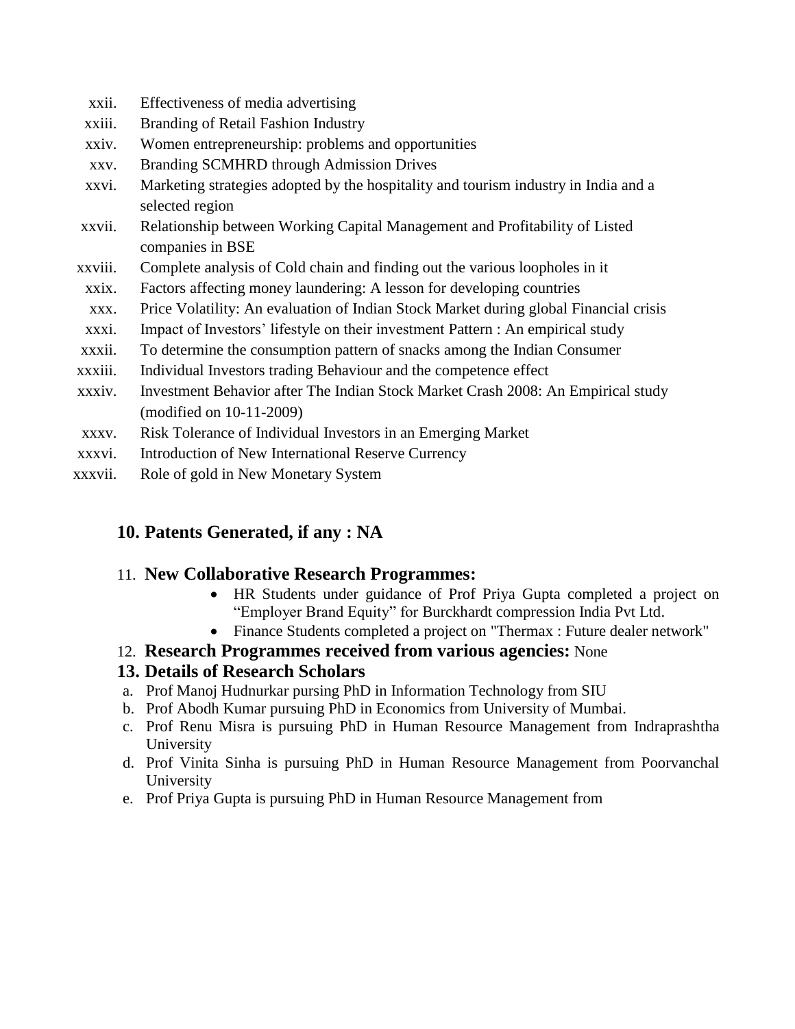xxii. Effectiveness of media advertising
xxiii. Branding of Retail Fashion Industry
xxiv. Women entrepreneurship: problems and opportunities
xxv. Branding SCMHRD through Admission Drives
xxvi. Marketing strategies adopted by the hospitality and tourism industry in India and a selected region
xxvii. Relationship between Working Capital Management and Profitability of Listed companies in BSE
xxviii. Complete analysis of Cold chain and finding out the various loopholes in it
xxix. Factors affecting money laundering: A lesson for developing countries
xxx. Price Volatility: An evaluation of Indian Stock Market during global Financial crisis
xxxi. Impact of Investors' lifestyle on their investment Pattern : An empirical study
xxxii. To determine the consumption pattern of snacks among the Indian Consumer
xxxiii. Individual Investors trading Behaviour and the competence effect
xxxiv. Investment Behavior after The Indian Stock Market Crash 2008: An Empirical study (modified on 10-11-2009)
xxxv. Risk Tolerance of Individual Investors in an Emerging Market
xxxvi. Introduction of New International Reserve Currency
xxxvii. Role of gold in New Monetary System

## 10. Patents Generated, if any : NA

## 11. **New Collaborative Research Programmes:**

- HR Students under guidance of Prof Priya Gupta completed a project on "Employer Brand Equity" for Burckhardt compression India Pvt Ltd.
- Finance Students completed a project on "Thermax : Future dealer network"

## 12. **Research Programmes received from various agencies:** None

## 13. Details of Research Scholars

a. Prof Manoj Hudnurkar pursing PhD in Information Technology from SIU
b. Prof Abodh Kumar pursuing PhD in Economics from University of Mumbai.
c. Prof Renu Misra is pursuing PhD in Human Resource Management from Indraprashtha University
d. Prof Vinita Sinha is pursuing PhD in Human Resource Management from Poorvanchal University
e. Prof Priya Gupta is pursuing PhD in Human Resource Management from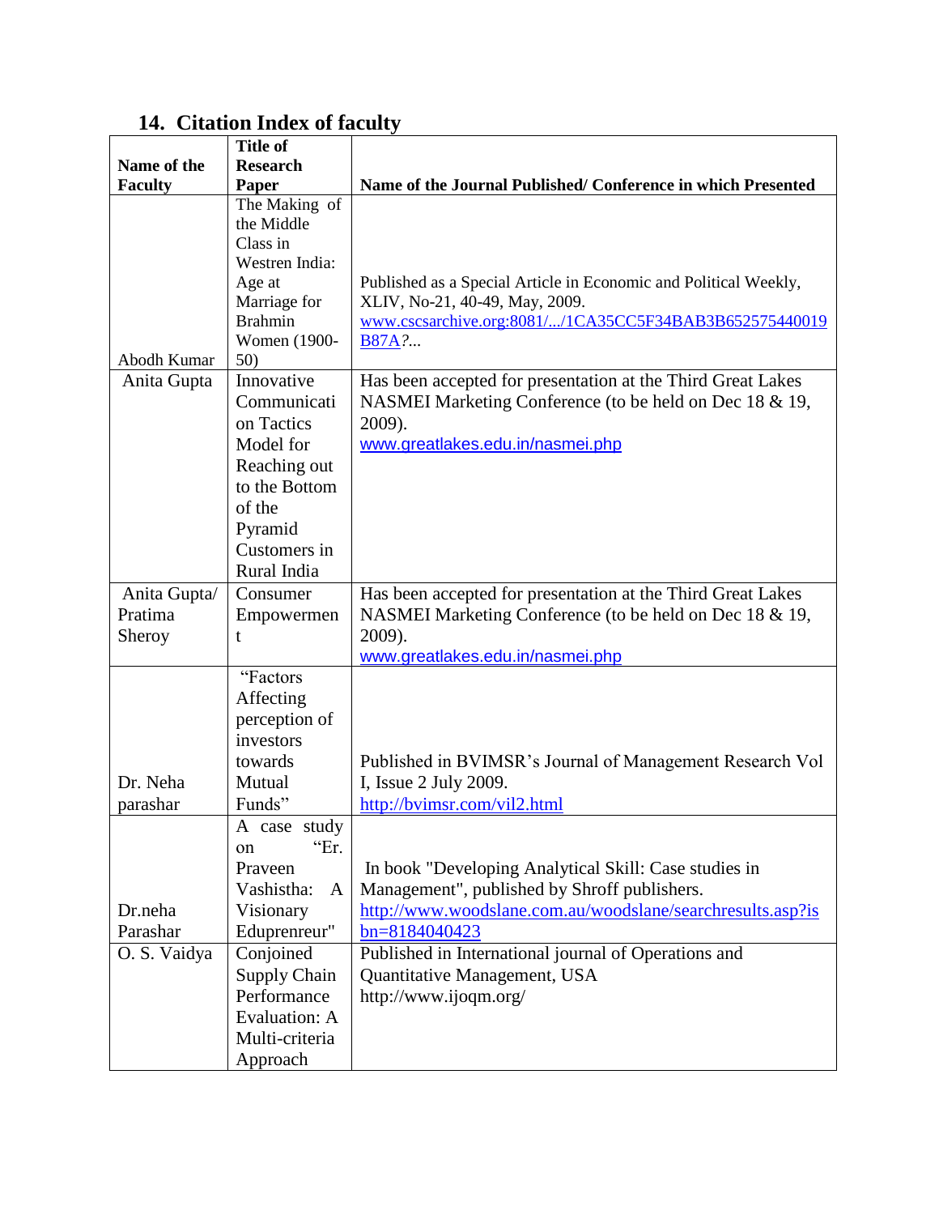## 14. Citation Index of faculty

| Name of the Faculty | Title of Research Paper | Name of the Journal Published/ Conference in which Presented |
|---|---|---|
| Abodh Kumar | The Making of the Middle Class in Westren India: Age at Marriage for Brahmin Women (1900-50) | Published as a Special Article in Economic and Political Weekly, XLIV, No-21, 40-49, May, 2009. www.cscsarchive.org:8081/.../1CA35CC5F34BAB3B652575440019B87A?... |
| Anita Gupta | Innovative Communication Tactics Model for Reaching out to the Bottom of the Pyramid Customers in Rural India | Has been accepted for presentation at the Third Great Lakes NASMEI Marketing Conference (to be held on Dec 18 & 19, 2009). www.greatlakes.edu.in/nasmei.php |
| Anita Gupta/ Pratima Sheroy | Consumer Empowerment | Has been accepted for presentation at the Third Great Lakes NASMEI Marketing Conference (to be held on Dec 18 & 19, 2009). www.greatlakes.edu.in/nasmei.php |
| Dr. Neha parashar | "Factors Affecting perception of investors towards Mutual Funds" | Published in BVIMSR's Journal of Management Research Vol I, Issue 2 July 2009. http://bvimsr.com/vil2.html |
| Dr.neha Parashar | A case study on "Er. Praveen Vashistha: A Visionary Edupreneur" | In book "Developing Analytical Skill: Case studies in Management", published by Shroff publishers. http://www.woodslane.com.au/woodslane/searchresults.asp?isbn=8184040423 |
| O. S. Vaidya | Conjoined Supply Chain Performance Evaluation: A Multi-criteria Approach | Published in International journal of Operations and Quantitative Management, USA http://www.ijoqm.org/ |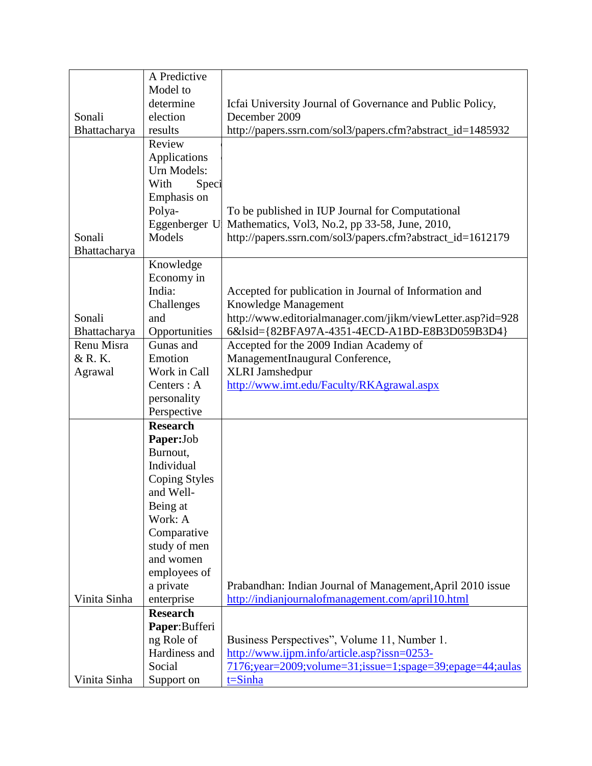| | | |
|---|---|---|
| Sonali Bhattacharya | A Predictive Model to determine election results | Icfai University Journal of Governance and Public Policy, December 2009 http://papers.ssrn.com/sol3/papers.cfm?abstract_id=1485932 |
| Sonali Bhattacharya | Review Applications Urn Models: With Speci Emphasis on Polya-Eggenberger U Models | To be published in IUP Journal for Computational Mathematics, Vol3, No.2, pp 33-58, June, 2010, http://papers.ssrn.com/sol3/papers.cfm?abstract_id=1612179 |
| Sonali Bhattacharya | Knowledge Economy in India: Challenges and Opportunities | Accepted for publication in Journal of Information and Knowledge Management http://www.editorialmanager.com/jikm/viewLetter.asp?id=9286&lsid={82BFA97A-4351-4ECD-A1BD-E8B3D059B3D4} |
| Renu Misra & R. K. Agrawal | Gunas and Emotion Work in Call Centers : A personality Perspective | Accepted for the 2009 Indian Academy of ManagementInaugural Conference, XLRI Jamshedpur http://www.imt.edu/Faculty/RKAgrawal.aspx |
| Vinita Sinha | **Research Paper:**Job Burnout, Individual Coping Styles and Well-Being at Work: A Comparative study of men and women employees of a private enterprise | Prabandhan: Indian Journal of Management,April 2010 issue http://indianjournalofmanagement.com/april10.html |
| Vinita Sinha | **Research Paper**:Buffering Role of Hardiness and Social Support on | Business Perspectives", Volume 11, Number 1. http://www.ijpm.info/article.asp?issn=0253-7176;year=2009;volume=31;issue=1;spage=39;epage=44;aulast=Sinha |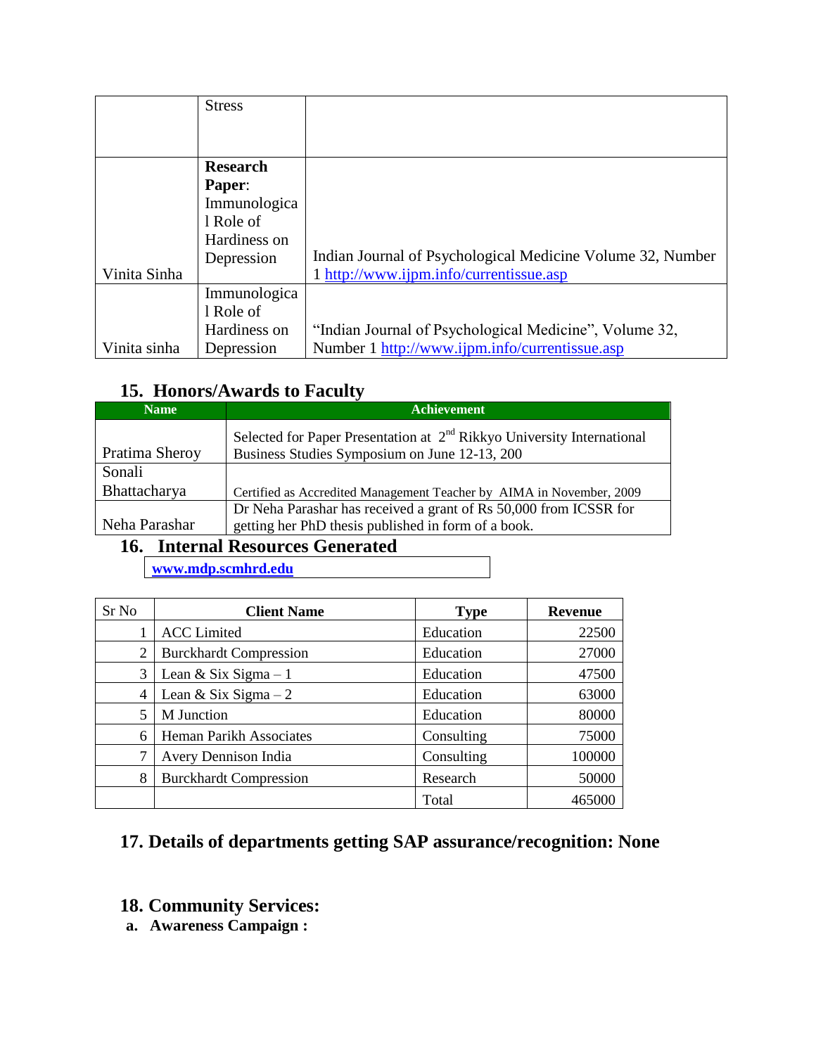|  |  |  |
|---|---|---|
|  | Stress |  |
| Vinita Sinha | **Research Paper**: Immunological Role of Hardiness on Depression | Indian Journal of Psychological Medicine Volume 32, Number 1 http://www.ijpm.info/currentissue.asp |
| Vinita sinha | Immunological Role of Hardiness on Depression | "Indian Journal of Psychological Medicine", Volume 32, Number 1 http://www.ijpm.info/currentissue.asp |

## 15. Honors/Awards to Faculty

| Name | Achievement |
|---|---|
| Pratima Sheroy | Selected for Paper Presentation at 2nd Rikkyo University International Business Studies Symposium on June 12-13, 200 |
| Sonali Bhattacharya | Certified as Accredited Management Teacher by AIMA in November, 2009 |
| Neha Parashar | Dr Neha Parashar has received a grant of Rs 50,000 from ICSSR for getting her PhD thesis published in form of a book. |

## 16. Internal Resources Generated

**www.mdp.scmhrd.edu**

| Sr No | Client Name | Type | Revenue |
|---|---|---|---|
| 1 | ACC Limited | Education | 22500 |
| 2 | Burckhardt Compression | Education | 27000 |
| 3 | Lean & Six Sigma – 1 | Education | 47500 |
| 4 | Lean & Six Sigma – 2 | Education | 63000 |
| 5 | M Junction | Education | 80000 |
| 6 | Heman Parikh Associates | Consulting | 75000 |
| 7 | Avery Dennison India | Consulting | 100000 |
| 8 | Burckhardt Compression | Research | 50000 |
|  |  | Total | 465000 |

## 17. Details of departments getting SAP assurance/recognition: None

## 18. Community Services:

**a. Awareness Campaign :**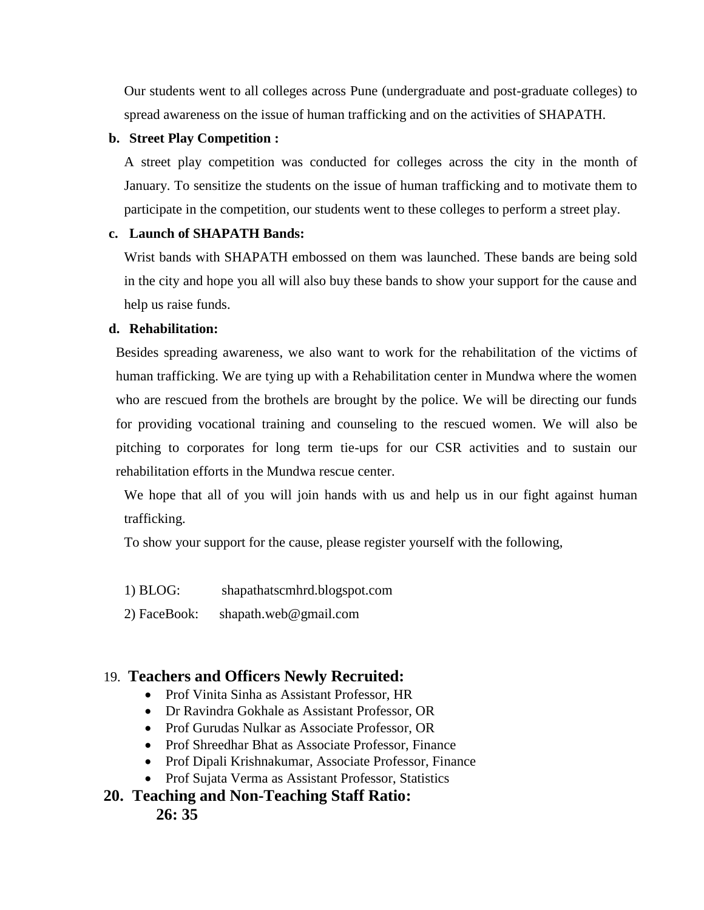Our students went to all colleges across Pune (undergraduate and post-graduate colleges) to spread awareness on the issue of human trafficking and on the activities of SHAPATH.

**b. Street Play Competition :**

A street play competition was conducted for colleges across the city in the month of January. To sensitize the students on the issue of human trafficking and to motivate them to participate in the competition, our students went to these colleges to perform a street play.

**c. Launch of SHAPATH Bands:**

Wrist bands with SHAPATH embossed on them was launched. These bands are being sold in the city and hope you all will also buy these bands to show your support for the cause and help us raise funds.

**d. Rehabilitation:**

Besides spreading awareness, we also want to work for the rehabilitation of the victims of human trafficking. We are tying up with a Rehabilitation center in Mundwa where the women who are rescued from the brothels are brought by the police. We will be directing our funds for providing vocational training and counseling to the rescued women. We will also be pitching to corporates for long term tie-ups for our CSR activities and to sustain our rehabilitation efforts in the Mundwa rescue center.

We hope that all of you will join hands with us and help us in our fight against human trafficking.

To show your support for the cause, please register yourself with the following,

1) BLOG: shapathatscmhrd.blogspot.com

2) FaceBook: shapath.web@gmail.com

## 19. Teachers and Officers Newly Recruited:

- Prof Vinita Sinha as Assistant Professor, HR
- Dr Ravindra Gokhale as Assistant Professor, OR
- Prof Gurudas Nulkar as Associate Professor, OR
- Prof Shreedhar Bhat as Associate Professor, Finance
- Prof Dipali Krishnakumar, Associate Professor, Finance
- Prof Sujata Verma as Assistant Professor, Statistics

## 20. Teaching and Non-Teaching Staff Ratio:

**26: 35**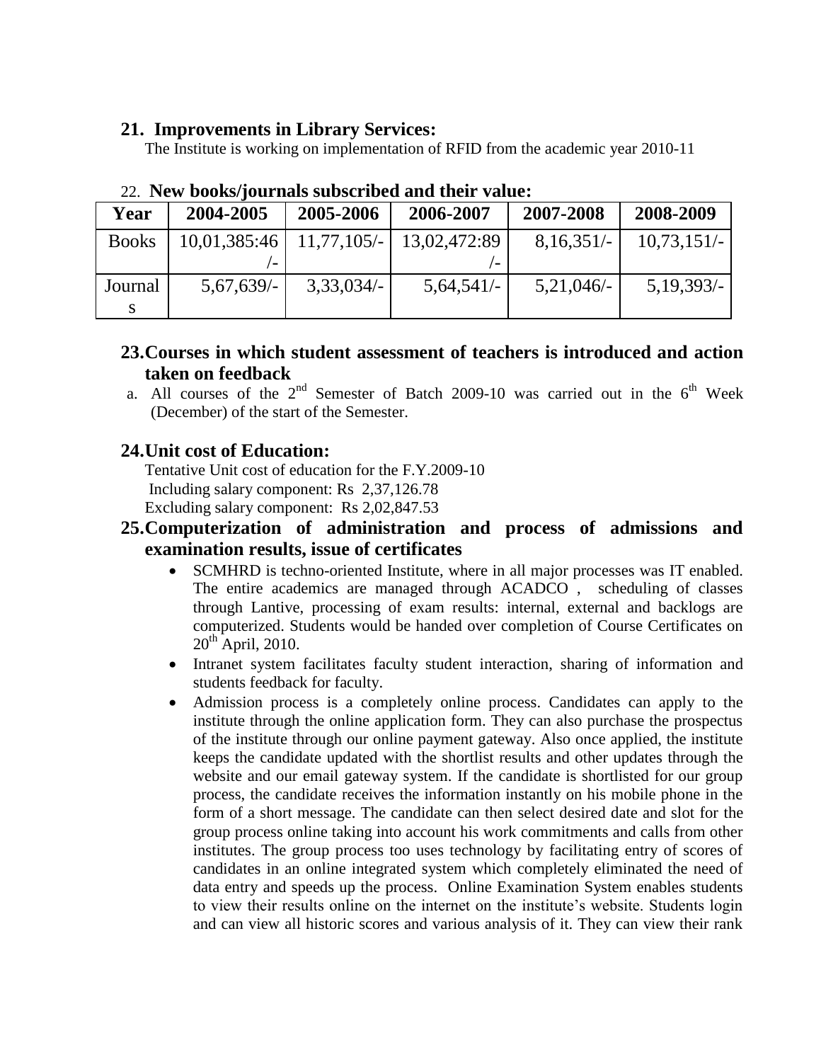## 21. Improvements in Library Services:

The Institute is working on implementation of RFID from the academic year 2010-11

22. **New books/journals subscribed and their value:**

| Year | 2004-2005 | 2005-2006 | 2006-2007 | 2007-2008 | 2008-2009 |
|---|---|---|---|---|---|
| Books | 10,01,385:46 /- | 11,77,105/- | 13,02,472:89 /- | 8,16,351/- | 10,73,151/- |
| Journals | 5,67,639/- | 3,33,034/- | 5,64,541/- | 5,21,046/- | 5,19,393/- |

## 23. Courses in which student assessment of teachers is introduced and action taken on feedback

a. All courses of the 2nd Semester of Batch 2009-10 was carried out in the 6th Week (December) of the start of the Semester.

## 24. Unit cost of Education:

Tentative Unit cost of education for the F.Y.2009-10
Including salary component: Rs 2,37,126.78
Excluding salary component: Rs 2,02,847.53

## 25. Computerization of administration and process of admissions and examination results, issue of certificates

- SCMHRD is techno-oriented Institute, where in all major processes was IT enabled. The entire academics are managed through ACADCO , scheduling of classes through Lantive, processing of exam results: internal, external and backlogs are computerized. Students would be handed over completion of Course Certificates on 20th April, 2010.
- Intranet system facilitates faculty student interaction, sharing of information and students feedback for faculty.
- Admission process is a completely online process. Candidates can apply to the institute through the online application form. They can also purchase the prospectus of the institute through our online payment gateway. Also once applied, the institute keeps the candidate updated with the shortlist results and other updates through the website and our email gateway system. If the candidate is shortlisted for our group process, the candidate receives the information instantly on his mobile phone in the form of a short message. The candidate can then select desired date and slot for the group process online taking into account his work commitments and calls from other institutes. The group process too uses technology by facilitating entry of scores of candidates in an online integrated system which completely eliminated the need of data entry and speeds up the process. Online Examination System enables students to view their results online on the internet on the institute's website. Students login and can view all historic scores and various analysis of it. They can view their rank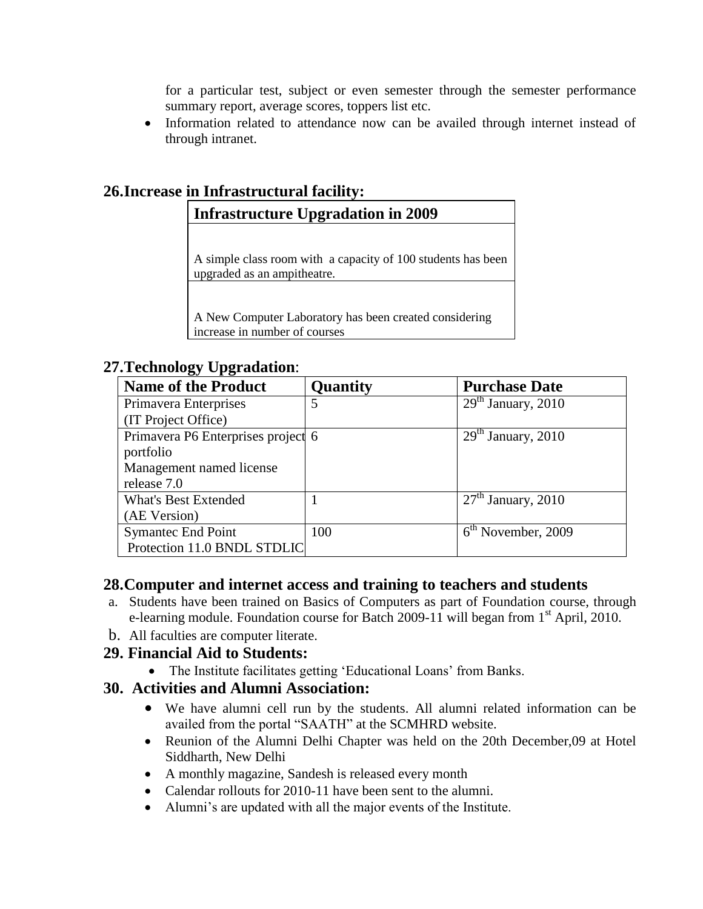for a particular test, subject or even semester through the semester performance summary report, average scores, toppers list etc.

- Information related to attendance now can be availed through internet instead of through intranet.

## 26.Increase in Infrastructural facility:

| Infrastructure Upgradation in 2009 |
|---|
| A simple class room with a capacity of 100 students has been upgraded as an ampitheatre. |
| A New Computer Laboratory has been created considering increase in number of courses |

## 27.Technology Upgradation:

| Name of the Product | Quantity | Purchase Date |
|---|---|---|
| Primavera Enterprises (IT Project Office) | 5 | 29th January, 2010 |
| Primavera P6 Enterprises project portfolio Management named license release 7.0 | 6 | 29th January, 2010 |
| What's Best Extended (AE Version) | 1 | 27th January, 2010 |
| Symantec End Point Protection 11.0 BNDL STDLIC | 100 | 6th November, 2009 |

## 28.Computer and internet access and training to teachers and students

a. Students have been trained on Basics of Computers as part of Foundation course, through e-learning module. Foundation course for Batch 2009-11 will began from 1st April, 2010.

b. All faculties are computer literate.

## 29. Financial Aid to Students:

- The Institute facilitates getting 'Educational Loans' from Banks.

## 30. Activities and Alumni Association:

- We have alumni cell run by the students. All alumni related information can be availed from the portal "SAATH" at the SCMHRD website.
- Reunion of the Alumni Delhi Chapter was held on the 20th December,09 at Hotel Siddharth, New Delhi
- A monthly magazine, Sandesh is released every month
- Calendar rollouts for 2010-11 have been sent to the alumni.
- Alumni's are updated with all the major events of the Institute.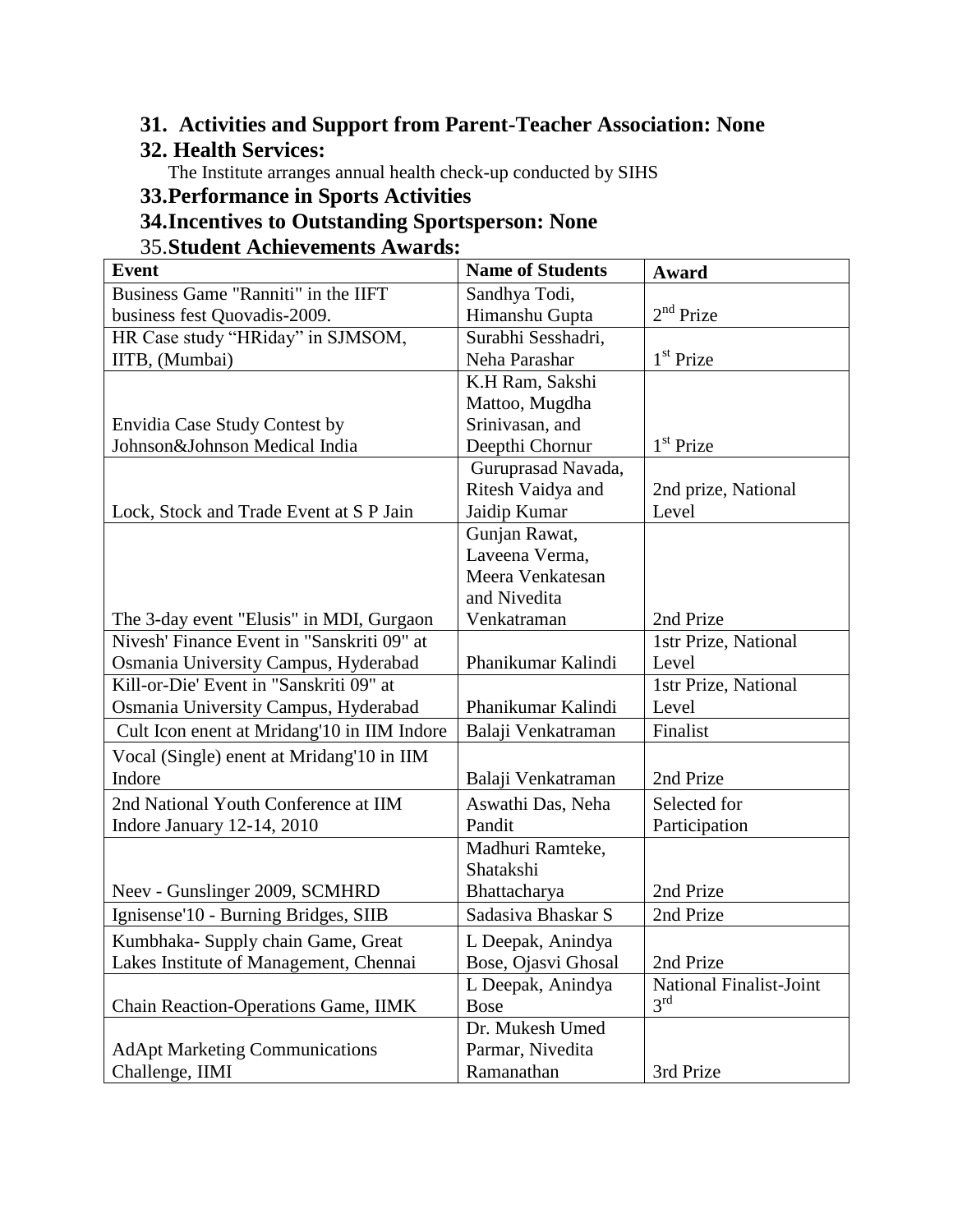## 31. Activities and Support from Parent-Teacher Association: None

## 32. Health Services:

The Institute arranges annual health check-up conducted by SIHS

## 33. Performance in Sports Activities

## 34. Incentives to Outstanding Sportsperson: None

## 35. Student Achievements Awards:

| Event | Name of Students | Award |
|---|---|---|
| Business Game "Ranniti" in the IIFT business fest Quovadis-2009. | Sandhya Todi, Himanshu Gupta | 2nd Prize |
| HR Case study "HRiday" in SJMSOM, IITB, (Mumbai) | Surabhi Sesshadri, Neha Parashar | 1st Prize |
| Envidia Case Study Contest by Johnson&Johnson Medical India | K.H Ram, Sakshi Mattoo, Mugdha Srinivasan, and Deepthi Chornur | 1st Prize |
| Lock, Stock and Trade Event at S P Jain | Guruprasad Navada, Ritesh Vaidya and Jaidip Kumar | 2nd prize, National Level |
| The 3-day event "Elusis" in MDI, Gurgaon | Gunjan Rawat, Laveena Verma, Meera Venkatesan and Nivedita Venkatraman | 2nd Prize |
| Nivesh' Finance Event in "Sanskriti 09" at Osmania University Campus, Hyderabad | Phanikumar Kalindi | 1str Prize, National Level |
| Kill-or-Die' Event in "Sanskriti 09" at Osmania University Campus, Hyderabad | Phanikumar Kalindi | 1str Prize, National Level |
| Cult Icon enent at Mridang'10 in IIM Indore | Balaji Venkatraman | Finalist |
| Vocal (Single) enent at Mridang'10 in IIM Indore | Balaji Venkatraman | 2nd Prize |
| 2nd National Youth Conference at IIM Indore January 12-14, 2010 | Aswathi Das, Neha Pandit | Selected for Participation |
| Neev - Gunslinger 2009, SCMHRD | Madhuri Ramteke, Shatakshi Bhattacharya | 2nd Prize |
| Ignisense'10 - Burning Bridges, SIIB | Sadasiva Bhaskar S | 2nd Prize |
| Kumbhaka- Supply chain Game, Great Lakes Institute of Management, Chennai | L Deepak, Anindya Bose, Ojasvi Ghosal | 2nd Prize |
| Chain Reaction-Operations Game, IIMK | L Deepak, Anindya Bose | National Finalist-Joint 3rd |
| AdApt Marketing Communications Challenge, IIMI | Dr. Mukesh Umed Parmar, Nivedita Ramanathan | 3rd Prize |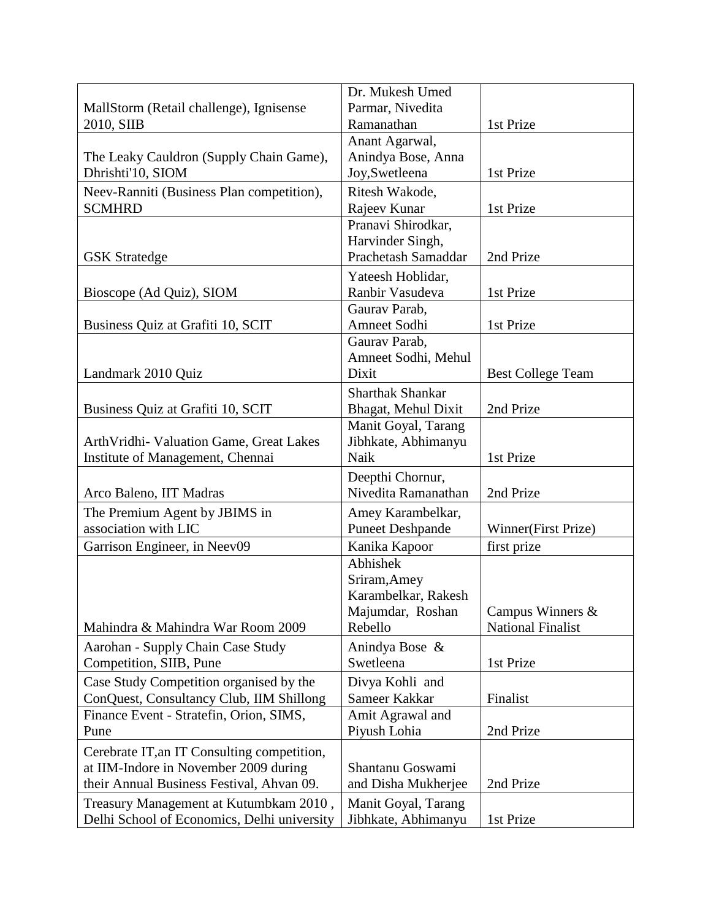| | | |
|---|---|---|
| MallStorm (Retail challenge), Ignisense 2010, SIIB | Dr. Mukesh Umed Parmar, Nivedita Ramanathan | 1st Prize |
| The Leaky Cauldron (Supply Chain Game), Dhrishti'10, SIOM | Anant Agarwal, Anindya Bose, Anna Joy,Swetleena | 1st Prize |
| Neev-Ranniti (Business Plan competition), SCMHRD | Ritesh Wakode, Rajeev Kunar | 1st Prize |
| GSK Stratedge | Pranavi Shirodkar, Harvinder Singh, Prachetash Samaddar | 2nd Prize |
| Bioscope (Ad Quiz), SIOM | Yateesh Hoblidar, Ranbir Vasudeva | 1st Prize |
| Business Quiz at Grafiti 10, SCIT | Gaurav Parab, Amneet Sodhi | 1st Prize |
| Landmark 2010 Quiz | Gaurav Parab, Amneet Sodhi, Mehul Dixit | Best College Team |
| Business Quiz at Grafiti 10, SCIT | Sharthak Shankar Bhagat, Mehul Dixit | 2nd Prize |
| ArthVridhi- Valuation Game, Great Lakes Institute of Management, Chennai | Manit Goyal, Tarang Jibhkate, Abhimanyu Naik | 1st Prize |
| Arco Baleno, IIT Madras | Deepthi Chornur, Nivedita Ramanathan | 2nd Prize |
| The Premium Agent by JBIMS in association with LIC | Amey Karambelkar, Puneet Deshpande | Winner(First Prize) |
| Garrison Engineer, in Neev09 | Kanika Kapoor | first prize |
| Mahindra & Mahindra War Room 2009 | Abhishek Sriram,Amey Karambelkar, Rakesh Majumdar, Roshan Rebello | Campus Winners & National Finalist |
| Aarohan - Supply Chain Case Study Competition, SIIB, Pune | Anindya Bose & Swetleena | 1st Prize |
| Case Study Competition organised by the ConQuest, Consultancy Club, IIM Shillong | Divya Kohli and Sameer Kakkar | Finalist |
| Finance Event - Stratefin, Orion, SIMS, Pune | Amit Agrawal and Piyush Lohia | 2nd Prize |
| Cerebrate IT,an IT Consulting competition, at IIM-Indore in November 2009 during their Annual Business Festival, Ahvan 09. | Shantanu Goswami and Disha Mukherjee | 2nd Prize |
| Treasury Management at Kutumbkam 2010 , Delhi School of Economics, Delhi university | Manit Goyal, Tarang Jibhkate, Abhimanyu | 1st Prize |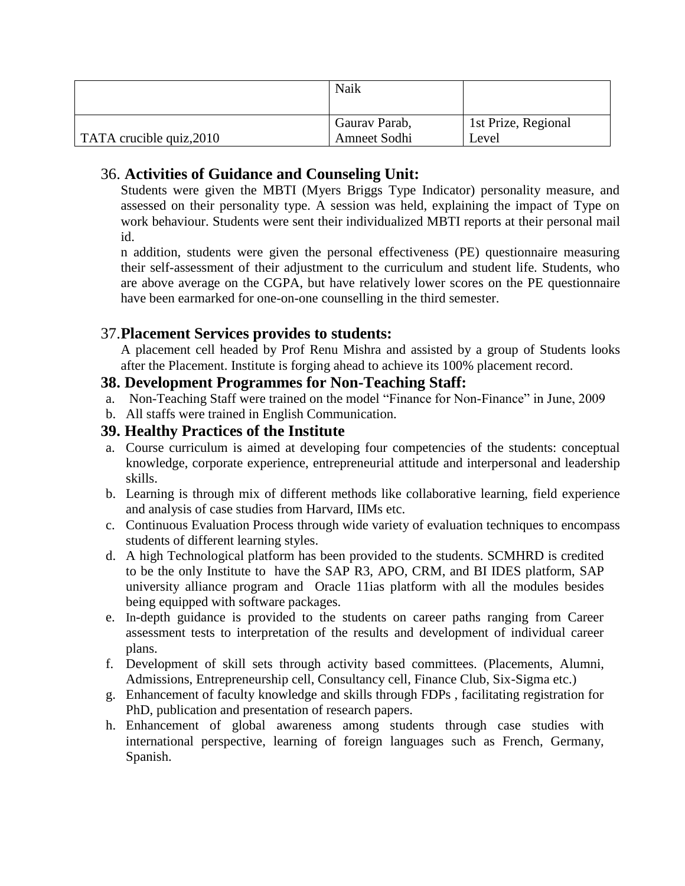| | Naik | |
|---|---|---|
| TATA crucible quiz,2010 | Gaurav Parab, Amneet Sodhi | 1st Prize, Regional Level |

## 36. **Activities of Guidance and Counseling Unit:**

Students were given the MBTI (Myers Briggs Type Indicator) personality measure, and assessed on their personality type. A session was held, explaining the impact of Type on work behaviour. Students were sent their individualized MBTI reports at their personal mail id.

n addition, students were given the personal effectiveness (PE) questionnaire measuring their self-assessment of their adjustment to the curriculum and student life. Students, who are above average on the CGPA, but have relatively lower scores on the PE questionnaire have been earmarked for one-on-one counselling in the third semester.

## 37.**Placement Services provides to students:**

A placement cell headed by Prof Renu Mishra and assisted by a group of Students looks after the Placement. Institute is forging ahead to achieve its 100% placement record.

## 38. Development Programmes for Non-Teaching Staff:

a. Non-Teaching Staff were trained on the model "Finance for Non-Finance" in June, 2009
b. All staffs were trained in English Communication.

## 39. Healthy Practices of the Institute

a. Course curriculum is aimed at developing four competencies of the students: conceptual knowledge, corporate experience, entrepreneurial attitude and interpersonal and leadership skills.
b. Learning is through mix of different methods like collaborative learning, field experience and analysis of case studies from Harvard, IIMs etc.
c. Continuous Evaluation Process through wide variety of evaluation techniques to encompass students of different learning styles.
d. A high Technological platform has been provided to the students. SCMHRD is credited to be the only Institute to have the SAP R3, APO, CRM, and BI IDES platform, SAP university alliance program and Oracle 11ias platform with all the modules besides being equipped with software packages.
e. In-depth guidance is provided to the students on career paths ranging from Career assessment tests to interpretation of the results and development of individual career plans.
f. Development of skill sets through activity based committees. (Placements, Alumni, Admissions, Entrepreneurship cell, Consultancy cell, Finance Club, Six-Sigma etc.)
g. Enhancement of faculty knowledge and skills through FDPs , facilitating registration for PhD, publication and presentation of research papers.
h. Enhancement of global awareness among students through case studies with international perspective, learning of foreign languages such as French, Germany, Spanish.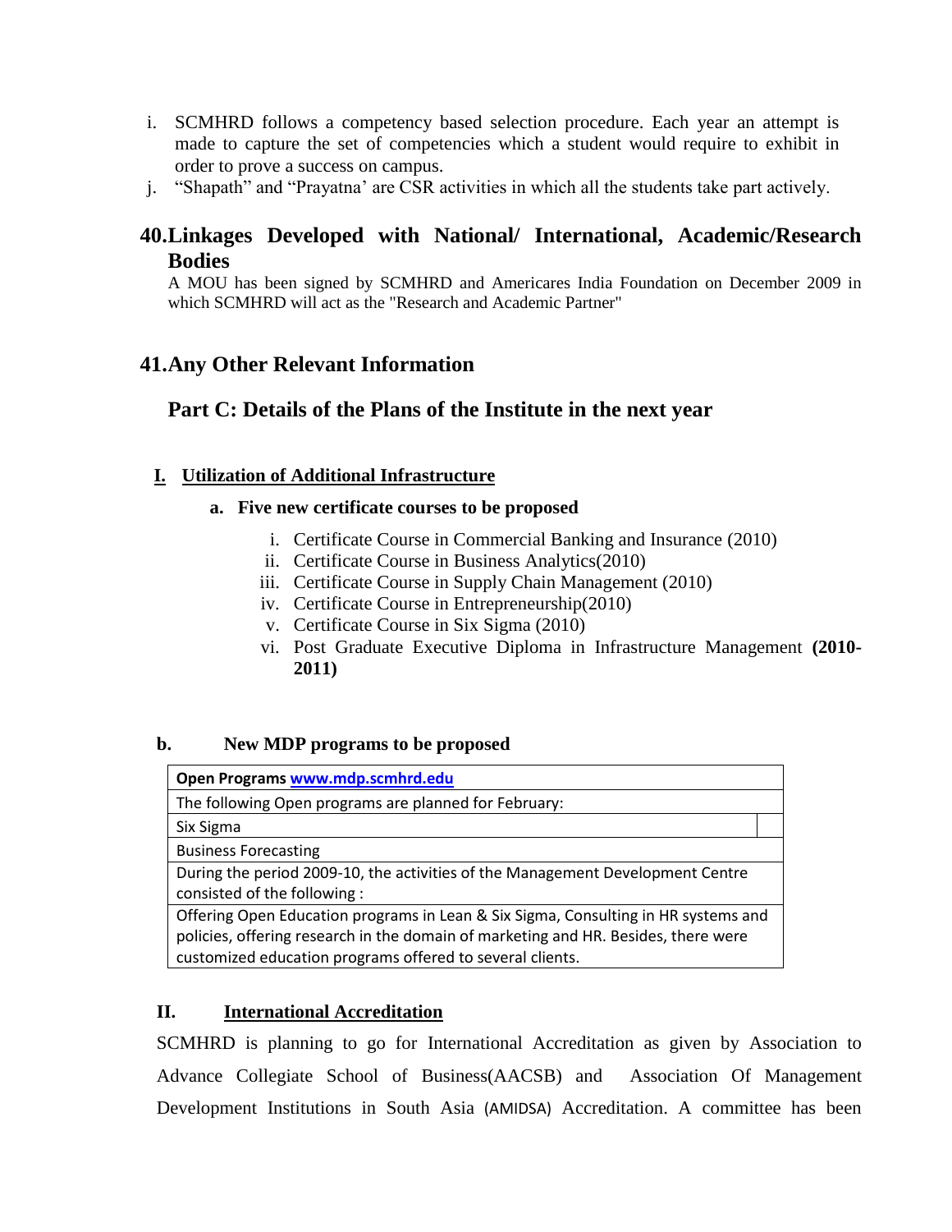i. SCMHRD follows a competency based selection procedure. Each year an attempt is made to capture the set of competencies which a student would require to exhibit in order to prove a success on campus.

j. "Shapath" and "Prayatna' are CSR activities in which all the students take part actively.

## 40. Linkages Developed with National/ International, Academic/Research Bodies

A MOU has been signed by SCMHRD and Americares India Foundation on December 2009 in which SCMHRD will act as the "Research and Academic Partner"

## 41. Any Other Relevant Information

## Part C: Details of the Plans of the Institute in the next year

### I. Utilization of Additional Infrastructure

**a. Five new certificate courses to be proposed**

i. Certificate Course in Commercial Banking and Insurance (2010)
ii. Certificate Course in Business Analytics(2010)
iii. Certificate Course in Supply Chain Management (2010)
iv. Certificate Course in Entrepreneurship(2010)
v. Certificate Course in Six Sigma (2010)
vi. Post Graduate Executive Diploma in Infrastructure Management **(2010-2011)**

**b. New MDP programs to be proposed**

| **Open Programs www.mdp.scmhrd.edu** |
|---|
| The following Open programs are planned for February: |
| Six Sigma |
| Business Forecasting |
| During the period 2009-10, the activities of the Management Development Centre consisted of the following : |
| Offering Open Education programs in Lean & Six Sigma, Consulting in HR systems and policies, offering research in the domain of marketing and HR. Besides, there were customized education programs offered to several clients. |

### II. International Accreditation

SCMHRD is planning to go for International Accreditation as given by Association to Advance Collegiate School of Business(AACSB) and Association Of Management Development Institutions in South Asia (AMIDSA) Accreditation. A committee has been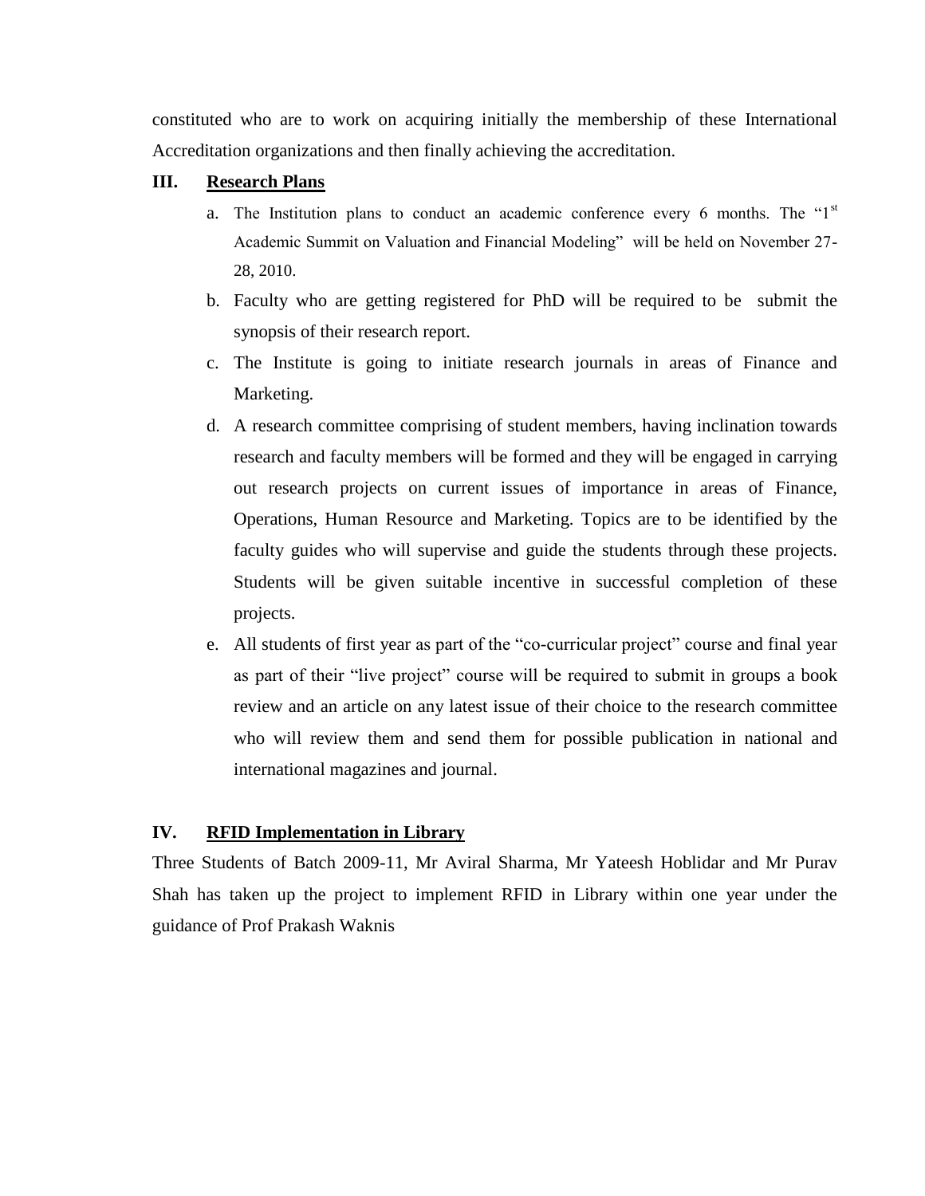constituted who are to work on acquiring initially the membership of these International Accreditation organizations and then finally achieving the accreditation.

## III. Research Plans

a. The Institution plans to conduct an academic conference every 6 months. The "1st Academic Summit on Valuation and Financial Modeling" will be held on November 27-28, 2010.

b. Faculty who are getting registered for PhD will be required to be submit the synopsis of their research report.

c. The Institute is going to initiate research journals in areas of Finance and Marketing.

d. A research committee comprising of student members, having inclination towards research and faculty members will be formed and they will be engaged in carrying out research projects on current issues of importance in areas of Finance, Operations, Human Resource and Marketing. Topics are to be identified by the faculty guides who will supervise and guide the students through these projects. Students will be given suitable incentive in successful completion of these projects.

e. All students of first year as part of the "co-curricular project" course and final year as part of their "live project" course will be required to submit in groups a book review and an article on any latest issue of their choice to the research committee who will review them and send them for possible publication in national and international magazines and journal.

## IV. RFID Implementation in Library

Three Students of Batch 2009-11, Mr Aviral Sharma, Mr Yateesh Hoblidar and Mr Purav Shah has taken up the project to implement RFID in Library within one year under the guidance of Prof Prakash Waknis